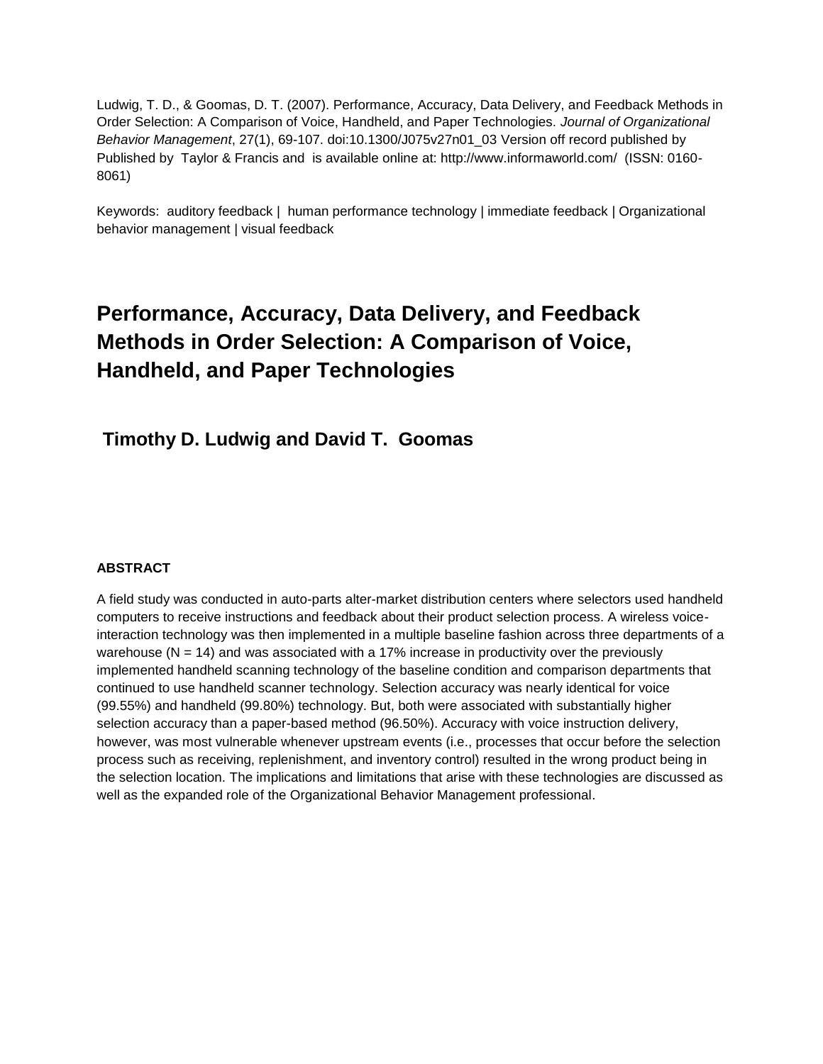Ludwig, T. D., & Goomas, D. T. (2007). Performance, Accuracy, Data Delivery, and Feedback Methods in Order Selection: A Comparison of Voice, Handheld, and Paper Technologies. *Journal of Organizational Behavior Management*, 27(1), 69-107. doi:10.1300/J075v27n01_03 Version off record published by Published by Taylor & Francis and is available online at: http://www.informaworld.com/ (ISSN: 0160-8061)

Keywords: auditory feedback | human performance technology | immediate feedback | Organizational behavior management | visual feedback

# Performance, Accuracy, Data Delivery, and Feedback Methods in Order Selection: A Comparison of Voice, Handheld, and Paper Technologies

## Timothy D. Ludwig and David T. Goomas

### ABSTRACT

A field study was conducted in auto-parts alter-market distribution centers where selectors used handheld computers to receive instructions and feedback about their product selection process. A wireless voice-interaction technology was then implemented in a multiple baseline fashion across three departments of a warehouse (N = 14) and was associated with a 17% increase in productivity over the previously implemented handheld scanning technology of the baseline condition and comparison departments that continued to use handheld scanner technology. Selection accuracy was nearly identical for voice (99.55%) and handheld (99.80%) technology. But, both were associated with substantially higher selection accuracy than a paper-based method (96.50%). Accuracy with voice instruction delivery, however, was most vulnerable whenever upstream events (i.e., processes that occur before the selection process such as receiving, replenishment, and inventory control) resulted in the wrong product being in the selection location. The implications and limitations that arise with these technologies are discussed as well as the expanded role of the Organizational Behavior Management professional.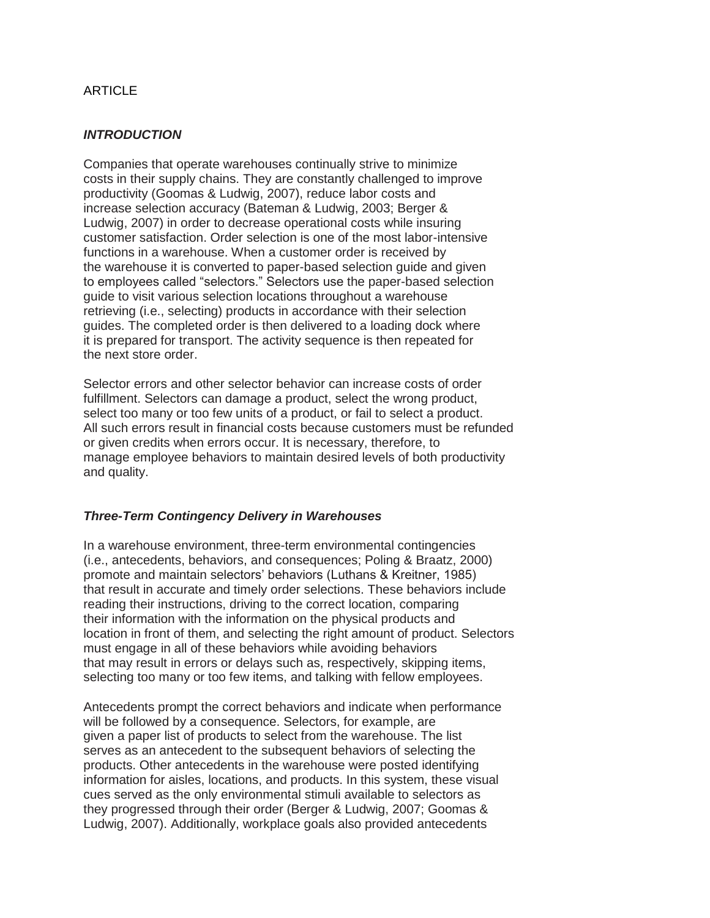ARTICLE

***INTRODUCTION***

Companies that operate warehouses continually strive to minimize costs in their supply chains. They are constantly challenged to improve productivity (Goomas & Ludwig, 2007), reduce labor costs and increase selection accuracy (Bateman & Ludwig, 2003; Berger & Ludwig, 2007) in order to decrease operational costs while insuring customer satisfaction. Order selection is one of the most labor-intensive functions in a warehouse. When a customer order is received by the warehouse it is converted to paper-based selection guide and given to employees called "selectors." Selectors use the paper-based selection guide to visit various selection locations throughout a warehouse retrieving (i.e., selecting) products in accordance with their selection guides. The completed order is then delivered to a loading dock where it is prepared for transport. The activity sequence is then repeated for the next store order.

Selector errors and other selector behavior can increase costs of order fulfillment. Selectors can damage a product, select the wrong product, select too many or too few units of a product, or fail to select a product. All such errors result in financial costs because customers must be refunded or given credits when errors occur. It is necessary, therefore, to manage employee behaviors to maintain desired levels of both productivity and quality.

***Three-Term Contingency Delivery in Warehouses***

In a warehouse environment, three-term environmental contingencies (i.e., antecedents, behaviors, and consequences; Poling & Braatz, 2000) promote and maintain selectors' behaviors (Luthans & Kreitner, 1985) that result in accurate and timely order selections. These behaviors include reading their instructions, driving to the correct location, comparing their information with the information on the physical products and location in front of them, and selecting the right amount of product. Selectors must engage in all of these behaviors while avoiding behaviors that may result in errors or delays such as, respectively, skipping items, selecting too many or too few items, and talking with fellow employees.

Antecedents prompt the correct behaviors and indicate when performance will be followed by a consequence. Selectors, for example, are given a paper list of products to select from the warehouse. The list serves as an antecedent to the subsequent behaviors of selecting the products. Other antecedents in the warehouse were posted identifying information for aisles, locations, and products. In this system, these visual cues served as the only environmental stimuli available to selectors as they progressed through their order (Berger & Ludwig, 2007; Goomas & Ludwig, 2007). Additionally, workplace goals also provided antecedents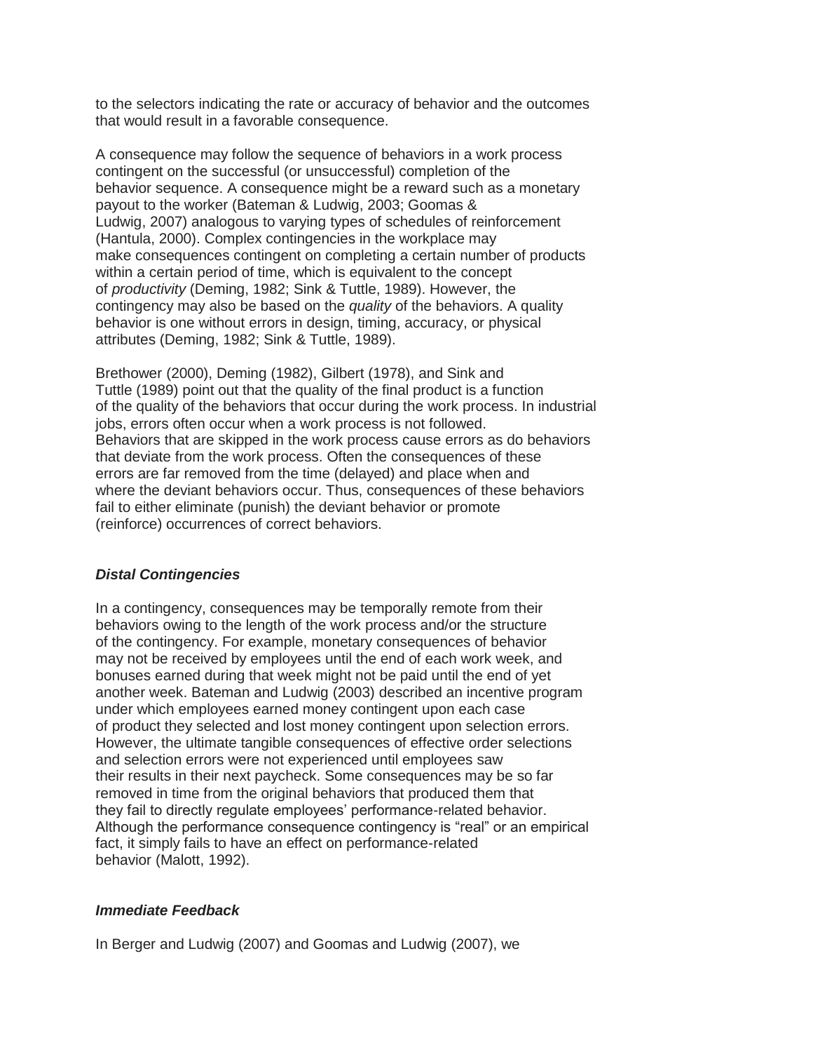to the selectors indicating the rate or accuracy of behavior and the outcomes that would result in a favorable consequence.

A consequence may follow the sequence of behaviors in a work process contingent on the successful (or unsuccessful) completion of the behavior sequence. A consequence might be a reward such as a monetary payout to the worker (Bateman & Ludwig, 2003; Goomas & Ludwig, 2007) analogous to varying types of schedules of reinforcement (Hantula, 2000). Complex contingencies in the workplace may make consequences contingent on completing a certain number of products within a certain period of time, which is equivalent to the concept of *productivity* (Deming, 1982; Sink & Tuttle, 1989). However, the contingency may also be based on the *quality* of the behaviors. A quality behavior is one without errors in design, timing, accuracy, or physical attributes (Deming, 1982; Sink & Tuttle, 1989).

Brethower (2000), Deming (1982), Gilbert (1978), and Sink and Tuttle (1989) point out that the quality of the final product is a function of the quality of the behaviors that occur during the work process. In industrial jobs, errors often occur when a work process is not followed. Behaviors that are skipped in the work process cause errors as do behaviors that deviate from the work process. Often the consequences of these errors are far removed from the time (delayed) and place when and where the deviant behaviors occur. Thus, consequences of these behaviors fail to either eliminate (punish) the deviant behavior or promote (reinforce) occurrences of correct behaviors.

### *Distal Contingencies*

In a contingency, consequences may be temporally remote from their behaviors owing to the length of the work process and/or the structure of the contingency. For example, monetary consequences of behavior may not be received by employees until the end of each work week, and bonuses earned during that week might not be paid until the end of yet another week. Bateman and Ludwig (2003) described an incentive program under which employees earned money contingent upon each case of product they selected and lost money contingent upon selection errors. However, the ultimate tangible consequences of effective order selections and selection errors were not experienced until employees saw their results in their next paycheck. Some consequences may be so far removed in time from the original behaviors that produced them that they fail to directly regulate employees' performance-related behavior. Although the performance consequence contingency is "real" or an empirical fact, it simply fails to have an effect on performance-related behavior (Malott, 1992).

### *Immediate Feedback*

In Berger and Ludwig (2007) and Goomas and Ludwig (2007), we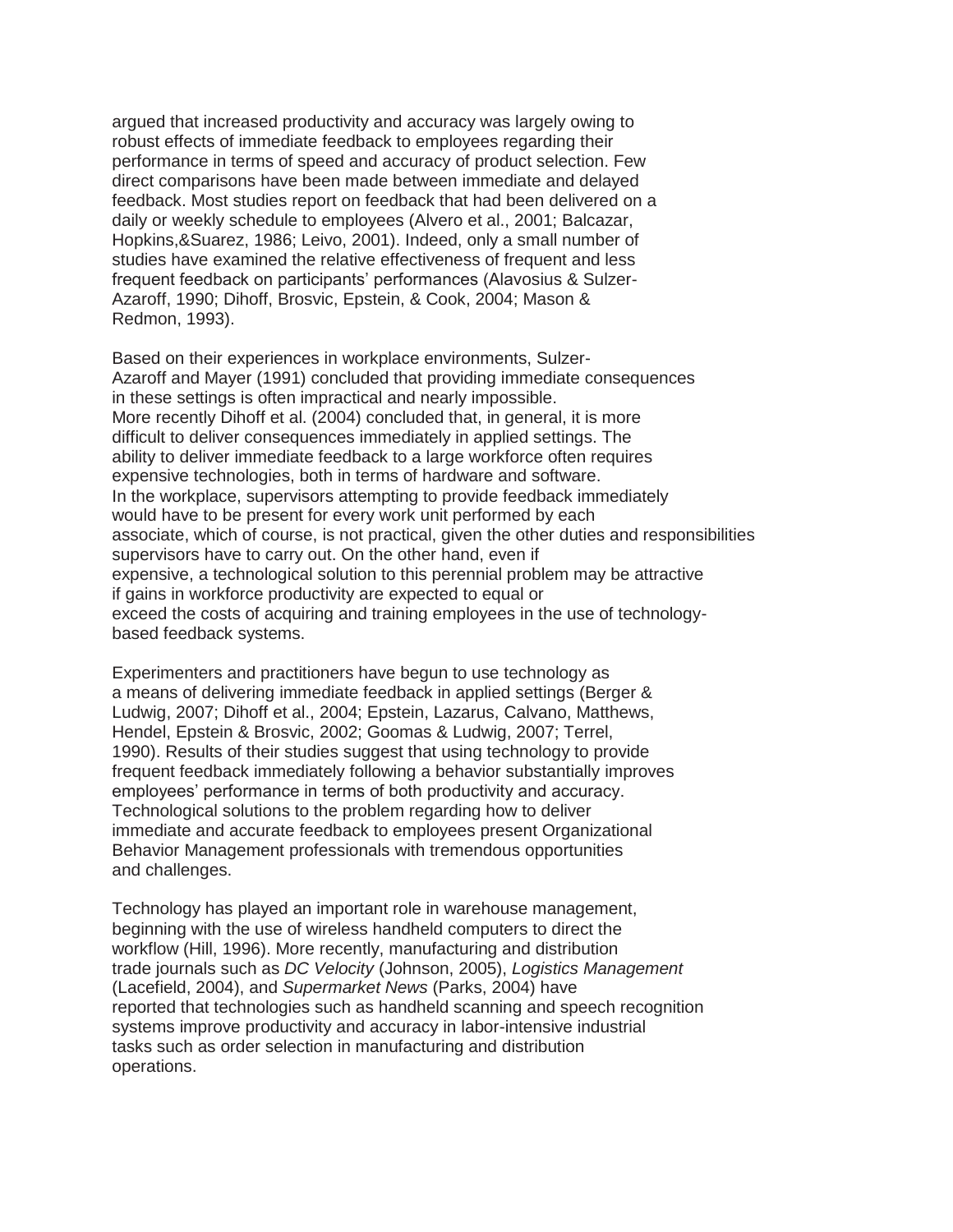argued that increased productivity and accuracy was largely owing to robust effects of immediate feedback to employees regarding their performance in terms of speed and accuracy of product selection. Few direct comparisons have been made between immediate and delayed feedback. Most studies report on feedback that had been delivered on a daily or weekly schedule to employees (Alvero et al., 2001; Balcazar, Hopkins,&Suarez, 1986; Leivo, 2001). Indeed, only a small number of studies have examined the relative effectiveness of frequent and less frequent feedback on participants' performances (Alavosius & Sulzer-Azaroff, 1990; Dihoff, Brosvic, Epstein, & Cook, 2004; Mason & Redmon, 1993).

Based on their experiences in workplace environments, Sulzer-Azaroff and Mayer (1991) concluded that providing immediate consequences in these settings is often impractical and nearly impossible. More recently Dihoff et al. (2004) concluded that, in general, it is more difficult to deliver consequences immediately in applied settings. The ability to deliver immediate feedback to a large workforce often requires expensive technologies, both in terms of hardware and software. In the workplace, supervisors attempting to provide feedback immediately would have to be present for every work unit performed by each associate, which of course, is not practical, given the other duties and responsibilities supervisors have to carry out. On the other hand, even if expensive, a technological solution to this perennial problem may be attractive if gains in workforce productivity are expected to equal or exceed the costs of acquiring and training employees in the use of technology-based feedback systems.

Experimenters and practitioners have begun to use technology as a means of delivering immediate feedback in applied settings (Berger & Ludwig, 2007; Dihoff et al., 2004; Epstein, Lazarus, Calvano, Matthews, Hendel, Epstein & Brosvic, 2002; Goomas & Ludwig, 2007; Terrel, 1990). Results of their studies suggest that using technology to provide frequent feedback immediately following a behavior substantially improves employees' performance in terms of both productivity and accuracy. Technological solutions to the problem regarding how to deliver immediate and accurate feedback to employees present Organizational Behavior Management professionals with tremendous opportunities and challenges.

Technology has played an important role in warehouse management, beginning with the use of wireless handheld computers to direct the workflow (Hill, 1996). More recently, manufacturing and distribution trade journals such as *DC Velocity* (Johnson, 2005), *Logistics Management* (Lacefield, 2004), and *Supermarket News* (Parks, 2004) have reported that technologies such as handheld scanning and speech recognition systems improve productivity and accuracy in labor-intensive industrial tasks such as order selection in manufacturing and distribution operations.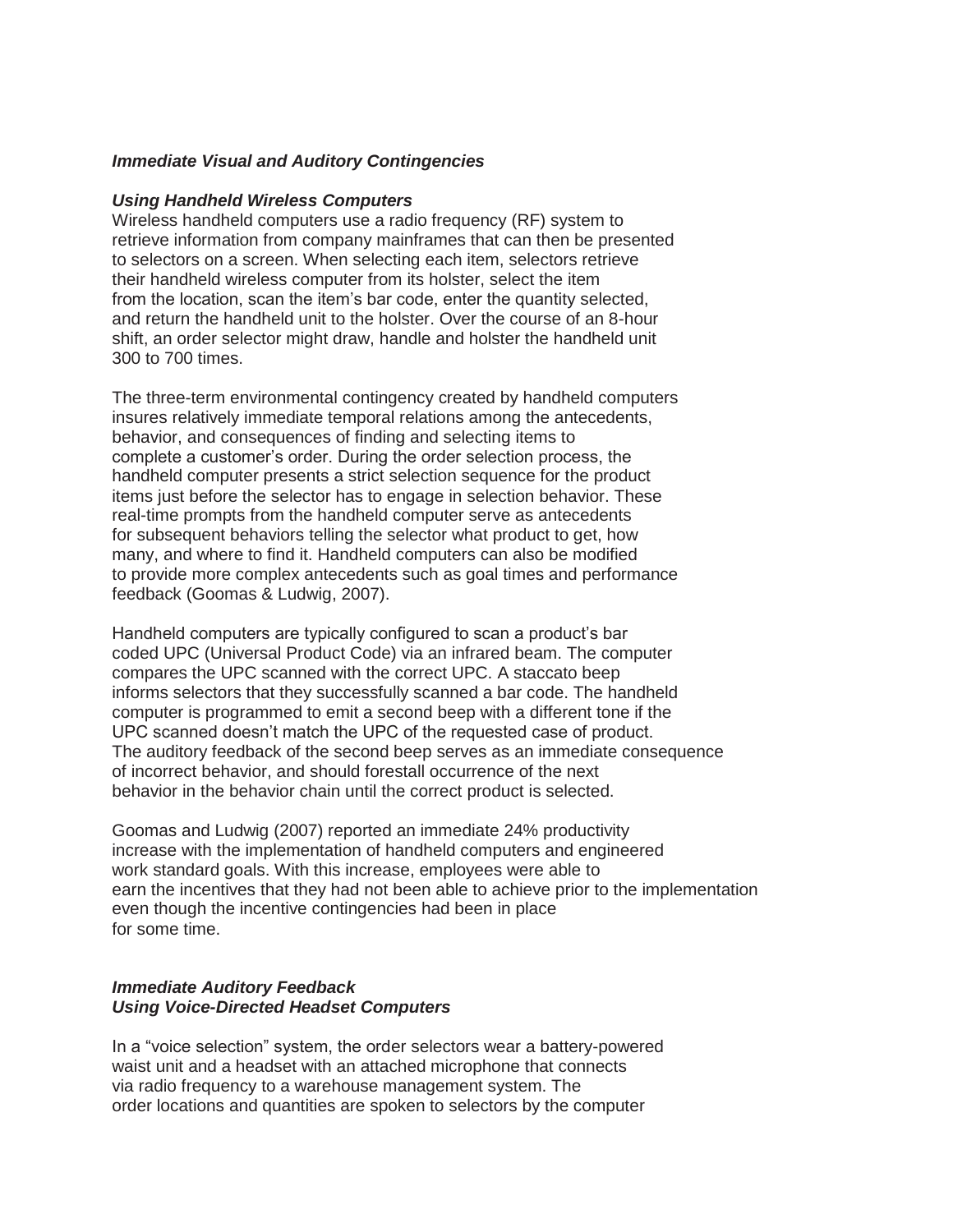### *Immediate Visual and Auditory Contingencies*

### *Using Handheld Wireless Computers*

Wireless handheld computers use a radio frequency (RF) system to retrieve information from company mainframes that can then be presented to selectors on a screen. When selecting each item, selectors retrieve their handheld wireless computer from its holster, select the item from the location, scan the item's bar code, enter the quantity selected, and return the handheld unit to the holster. Over the course of an 8-hour shift, an order selector might draw, handle and holster the handheld unit 300 to 700 times.

The three-term environmental contingency created by handheld computers insures relatively immediate temporal relations among the antecedents, behavior, and consequences of finding and selecting items to complete a customer's order. During the order selection process, the handheld computer presents a strict selection sequence for the product items just before the selector has to engage in selection behavior. These real-time prompts from the handheld computer serve as antecedents for subsequent behaviors telling the selector what product to get, how many, and where to find it. Handheld computers can also be modified to provide more complex antecedents such as goal times and performance feedback (Goomas & Ludwig, 2007).

Handheld computers are typically configured to scan a product's bar coded UPC (Universal Product Code) via an infrared beam. The computer compares the UPC scanned with the correct UPC. A staccato beep informs selectors that they successfully scanned a bar code. The handheld computer is programmed to emit a second beep with a different tone if the UPC scanned doesn't match the UPC of the requested case of product. The auditory feedback of the second beep serves as an immediate consequence of incorrect behavior, and should forestall occurrence of the next behavior in the behavior chain until the correct product is selected.

Goomas and Ludwig (2007) reported an immediate 24% productivity increase with the implementation of handheld computers and engineered work standard goals. With this increase, employees were able to earn the incentives that they had not been able to achieve prior to the implementation even though the incentive contingencies had been in place for some time.

### *Immediate Auditory Feedback*
### *Using Voice-Directed Headset Computers*

In a "voice selection" system, the order selectors wear a battery-powered waist unit and a headset with an attached microphone that connects via radio frequency to a warehouse management system. The order locations and quantities are spoken to selectors by the computer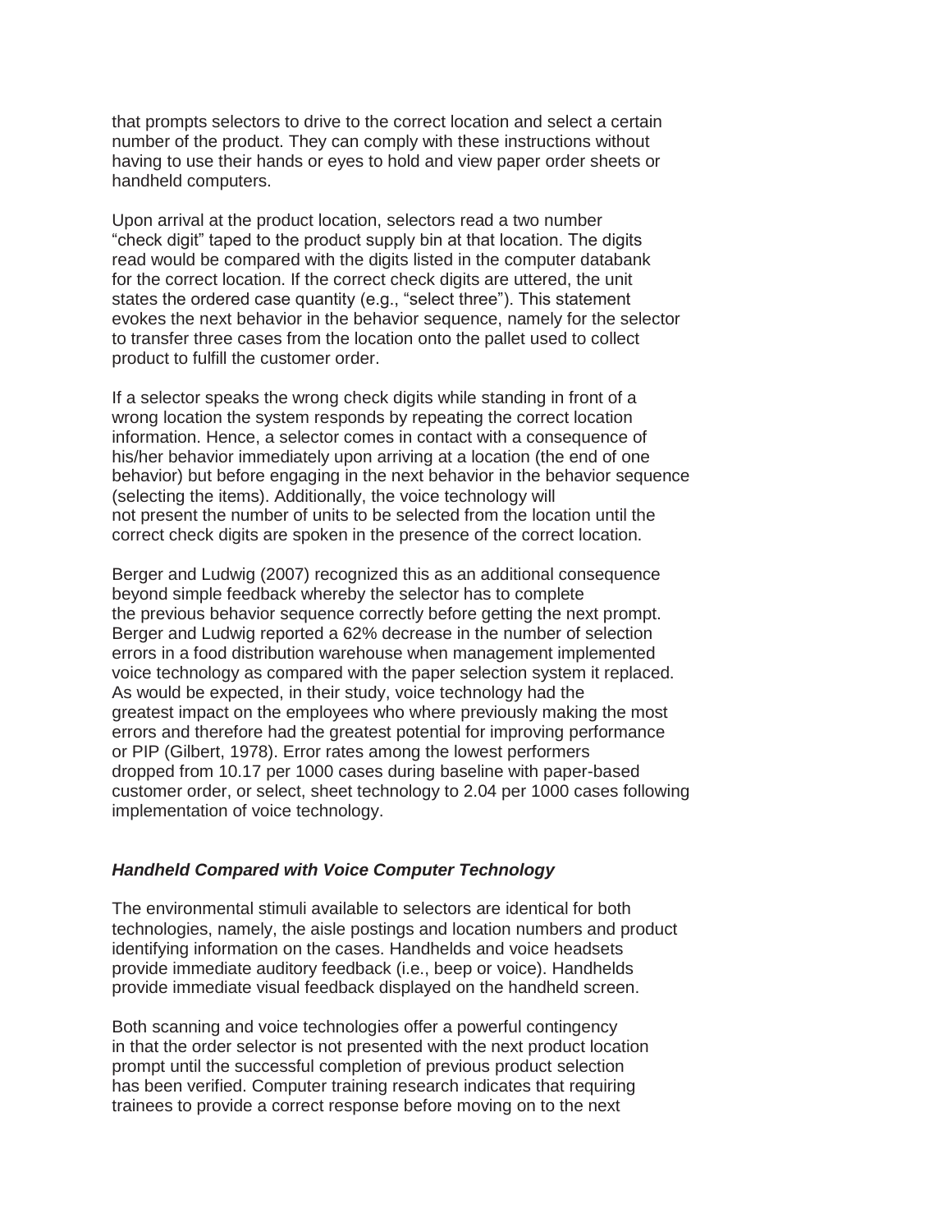that prompts selectors to drive to the correct location and select a certain number of the product. They can comply with these instructions without having to use their hands or eyes to hold and view paper order sheets or handheld computers.

Upon arrival at the product location, selectors read a two number "check digit" taped to the product supply bin at that location. The digits read would be compared with the digits listed in the computer databank for the correct location. If the correct check digits are uttered, the unit states the ordered case quantity (e.g., "select three"). This statement evokes the next behavior in the behavior sequence, namely for the selector to transfer three cases from the location onto the pallet used to collect product to fulfill the customer order.

If a selector speaks the wrong check digits while standing in front of a wrong location the system responds by repeating the correct location information. Hence, a selector comes in contact with a consequence of his/her behavior immediately upon arriving at a location (the end of one behavior) but before engaging in the next behavior in the behavior sequence (selecting the items). Additionally, the voice technology will not present the number of units to be selected from the location until the correct check digits are spoken in the presence of the correct location.

Berger and Ludwig (2007) recognized this as an additional consequence beyond simple feedback whereby the selector has to complete the previous behavior sequence correctly before getting the next prompt. Berger and Ludwig reported a 62% decrease in the number of selection errors in a food distribution warehouse when management implemented voice technology as compared with the paper selection system it replaced. As would be expected, in their study, voice technology had the greatest impact on the employees who where previously making the most errors and therefore had the greatest potential for improving performance or PIP (Gilbert, 1978). Error rates among the lowest performers dropped from 10.17 per 1000 cases during baseline with paper-based customer order, or select, sheet technology to 2.04 per 1000 cases following implementation of voice technology.

### *Handheld Compared with Voice Computer Technology*

The environmental stimuli available to selectors are identical for both technologies, namely, the aisle postings and location numbers and product identifying information on the cases. Handhelds and voice headsets provide immediate auditory feedback (i.e., beep or voice). Handhelds provide immediate visual feedback displayed on the handheld screen.

Both scanning and voice technologies offer a powerful contingency in that the order selector is not presented with the next product location prompt until the successful completion of previous product selection has been verified. Computer training research indicates that requiring trainees to provide a correct response before moving on to the next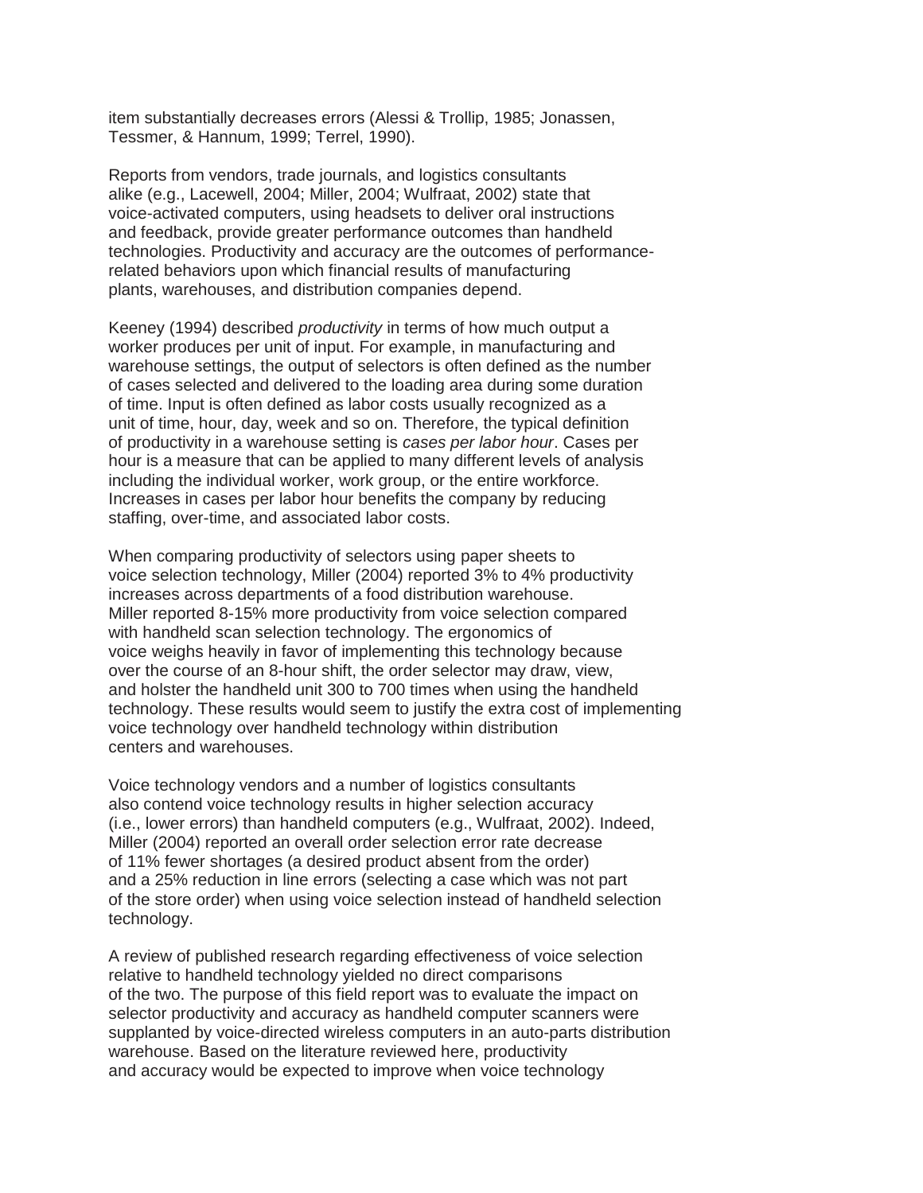item substantially decreases errors (Alessi & Trollip, 1985; Jonassen, Tessmer, & Hannum, 1999; Terrel, 1990).

Reports from vendors, trade journals, and logistics consultants alike (e.g., Lacewell, 2004; Miller, 2004; Wulfraat, 2002) state that voice-activated computers, using headsets to deliver oral instructions and feedback, provide greater performance outcomes than handheld technologies. Productivity and accuracy are the outcomes of performance-related behaviors upon which financial results of manufacturing plants, warehouses, and distribution companies depend.

Keeney (1994) described *productivity* in terms of how much output a worker produces per unit of input. For example, in manufacturing and warehouse settings, the output of selectors is often defined as the number of cases selected and delivered to the loading area during some duration of time. Input is often defined as labor costs usually recognized as a unit of time, hour, day, week and so on. Therefore, the typical definition of productivity in a warehouse setting is *cases per labor hour*. Cases per hour is a measure that can be applied to many different levels of analysis including the individual worker, work group, or the entire workforce. Increases in cases per labor hour benefits the company by reducing staffing, over-time, and associated labor costs.

When comparing productivity of selectors using paper sheets to voice selection technology, Miller (2004) reported 3% to 4% productivity increases across departments of a food distribution warehouse. Miller reported 8-15% more productivity from voice selection compared with handheld scan selection technology. The ergonomics of voice weighs heavily in favor of implementing this technology because over the course of an 8-hour shift, the order selector may draw, view, and holster the handheld unit 300 to 700 times when using the handheld technology. These results would seem to justify the extra cost of implementing voice technology over handheld technology within distribution centers and warehouses.

Voice technology vendors and a number of logistics consultants also contend voice technology results in higher selection accuracy (i.e., lower errors) than handheld computers (e.g., Wulfraat, 2002). Indeed, Miller (2004) reported an overall order selection error rate decrease of 11% fewer shortages (a desired product absent from the order) and a 25% reduction in line errors (selecting a case which was not part of the store order) when using voice selection instead of handheld selection technology.

A review of published research regarding effectiveness of voice selection relative to handheld technology yielded no direct comparisons of the two. The purpose of this field report was to evaluate the impact on selector productivity and accuracy as handheld computer scanners were supplanted by voice-directed wireless computers in an auto-parts distribution warehouse. Based on the literature reviewed here, productivity and accuracy would be expected to improve when voice technology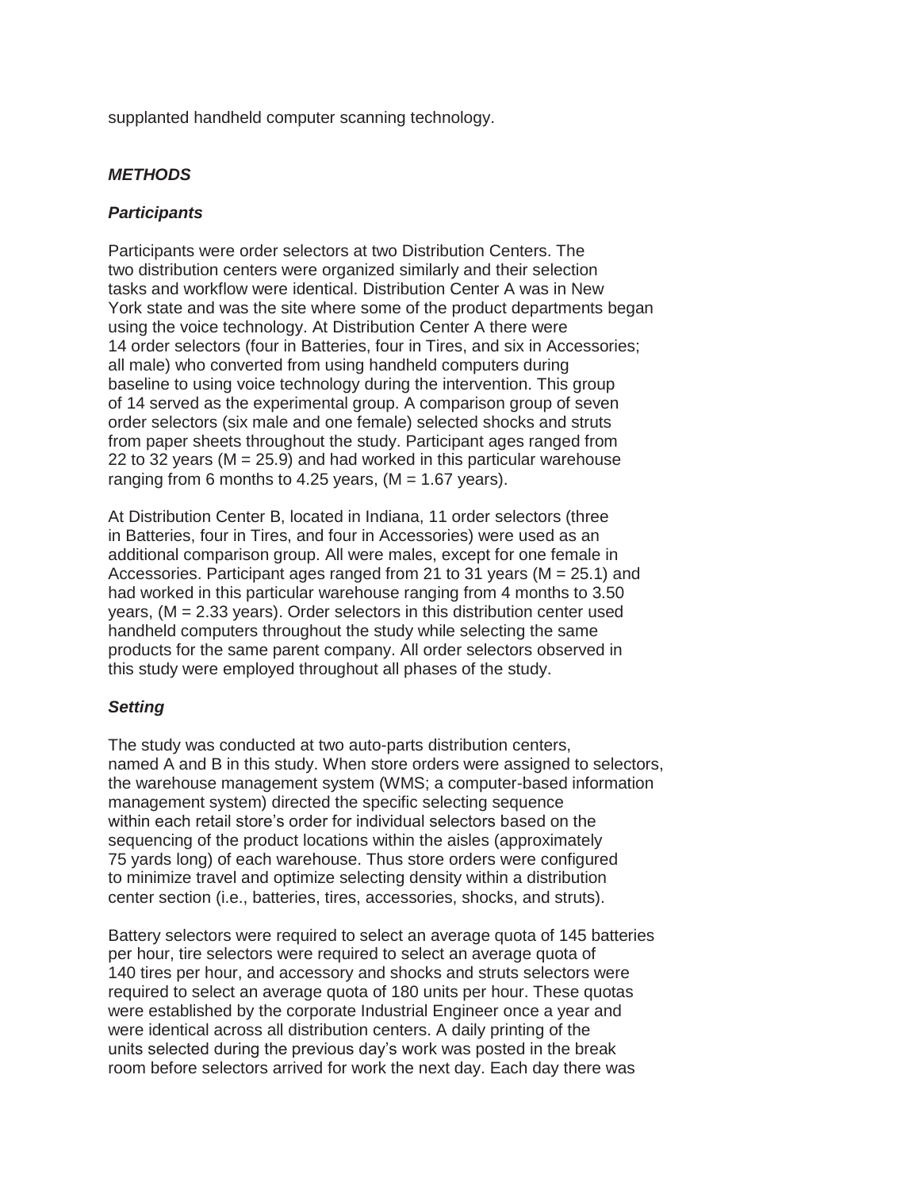supplanted handheld computer scanning technology.

## *METHODS*

### *Participants*

Participants were order selectors at two Distribution Centers. The two distribution centers were organized similarly and their selection tasks and workflow were identical. Distribution Center A was in New York state and was the site where some of the product departments began using the voice technology. At Distribution Center A there were 14 order selectors (four in Batteries, four in Tires, and six in Accessories; all male) who converted from using handheld computers during baseline to using voice technology during the intervention. This group of 14 served as the experimental group. A comparison group of seven order selectors (six male and one female) selected shocks and struts from paper sheets throughout the study. Participant ages ranged from 22 to 32 years ($M = 25.9$) and had worked in this particular warehouse ranging from 6 months to 4.25 years, ($M = 1.67$ years).

At Distribution Center B, located in Indiana, 11 order selectors (three in Batteries, four in Tires, and four in Accessories) were used as an additional comparison group. All were males, except for one female in Accessories. Participant ages ranged from 21 to 31 years ($M = 25.1$) and had worked in this particular warehouse ranging from 4 months to 3.50 years, ($M = 2.33$ years). Order selectors in this distribution center used handheld computers throughout the study while selecting the same products for the same parent company. All order selectors observed in this study were employed throughout all phases of the study.

### *Setting*

The study was conducted at two auto-parts distribution centers, named A and B in this study. When store orders were assigned to selectors, the warehouse management system (WMS; a computer-based information management system) directed the specific selecting sequence within each retail store's order for individual selectors based on the sequencing of the product locations within the aisles (approximately 75 yards long) of each warehouse. Thus store orders were configured to minimize travel and optimize selecting density within a distribution center section (i.e., batteries, tires, accessories, shocks, and struts).

Battery selectors were required to select an average quota of 145 batteries per hour, tire selectors were required to select an average quota of 140 tires per hour, and accessory and shocks and struts selectors were required to select an average quota of 180 units per hour. These quotas were established by the corporate Industrial Engineer once a year and were identical across all distribution centers. A daily printing of the units selected during the previous day's work was posted in the break room before selectors arrived for work the next day. Each day there was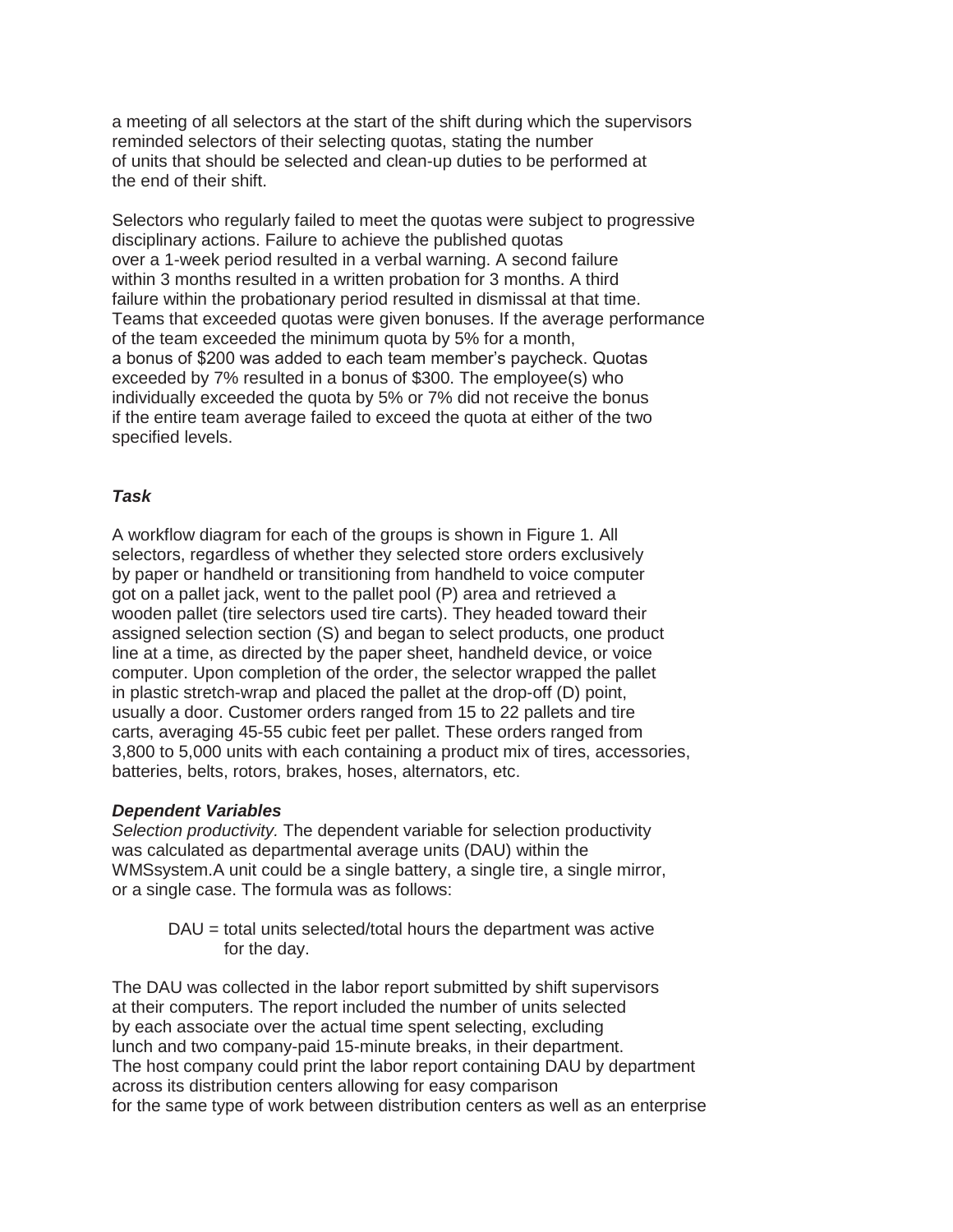a meeting of all selectors at the start of the shift during which the supervisors reminded selectors of their selecting quotas, stating the number of units that should be selected and clean-up duties to be performed at the end of their shift.

Selectors who regularly failed to meet the quotas were subject to progressive disciplinary actions. Failure to achieve the published quotas over a 1-week period resulted in a verbal warning. A second failure within 3 months resulted in a written probation for 3 months. A third failure within the probationary period resulted in dismissal at that time. Teams that exceeded quotas were given bonuses. If the average performance of the team exceeded the minimum quota by 5% for a month, a bonus of $200 was added to each team member's paycheck. Quotas exceeded by 7% resulted in a bonus of $300. The employee(s) who individually exceeded the quota by 5% or 7% did not receive the bonus if the entire team average failed to exceed the quota at either of the two specified levels.

### *Task*

A workflow diagram for each of the groups is shown in Figure 1. All selectors, regardless of whether they selected store orders exclusively by paper or handheld or transitioning from handheld to voice computer got on a pallet jack, went to the pallet pool (P) area and retrieved a wooden pallet (tire selectors used tire carts). They headed toward their assigned selection section (S) and began to select products, one product line at a time, as directed by the paper sheet, handheld device, or voice computer. Upon completion of the order, the selector wrapped the pallet in plastic stretch-wrap and placed the pallet at the drop-off (D) point, usually a door. Customer orders ranged from 15 to 22 pallets and tire carts, averaging 45-55 cubic feet per pallet. These orders ranged from 3,800 to 5,000 units with each containing a product mix of tires, accessories, batteries, belts, rotors, brakes, hoses, alternators, etc.

### *Dependent Variables*

*Selection productivity.* The dependent variable for selection productivity was calculated as departmental average units (DAU) within the WMSsystem.A unit could be a single battery, a single tire, a single mirror, or a single case. The formula was as follows:

DAU = total units selected/total hours the department was active for the day.

The DAU was collected in the labor report submitted by shift supervisors at their computers. The report included the number of units selected by each associate over the actual time spent selecting, excluding lunch and two company-paid 15-minute breaks, in their department. The host company could print the labor report containing DAU by department across its distribution centers allowing for easy comparison for the same type of work between distribution centers as well as an enterprise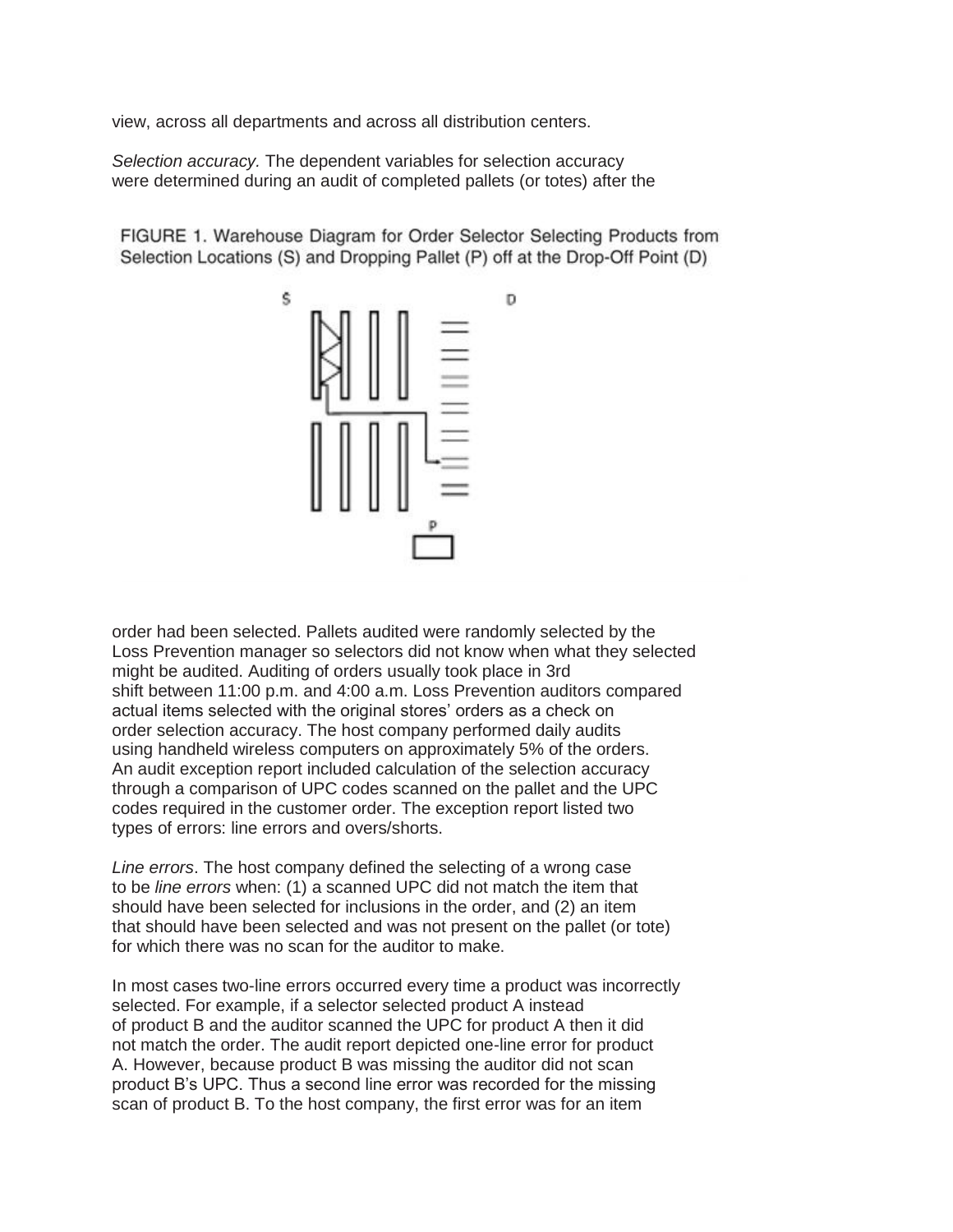view, across all departments and across all distribution centers.

*Selection accuracy.* The dependent variables for selection accuracy were determined during an audit of completed pallets (or totes) after the

FIGURE 1. Warehouse Diagram for Order Selector Selecting Products from Selection Locations (S) and Dropping Pallet (P) off at the Drop-Off Point (D)

order had been selected. Pallets audited were randomly selected by the Loss Prevention manager so selectors did not know when what they selected might be audited. Auditing of orders usually took place in 3rd shift between 11:00 p.m. and 4:00 a.m. Loss Prevention auditors compared actual items selected with the original stores' orders as a check on order selection accuracy. The host company performed daily audits using handheld wireless computers on approximately 5% of the orders. An audit exception report included calculation of the selection accuracy through a comparison of UPC codes scanned on the pallet and the UPC codes required in the customer order. The exception report listed two types of errors: line errors and overs/shorts.

*Line errors*. The host company defined the selecting of a wrong case to be *line errors* when: (1) a scanned UPC did not match the item that should have been selected for inclusions in the order, and (2) an item that should have been selected and was not present on the pallet (or tote) for which there was no scan for the auditor to make.

In most cases two-line errors occurred every time a product was incorrectly selected. For example, if a selector selected product A instead of product B and the auditor scanned the UPC for product A then it did not match the order. The audit report depicted one-line error for product A. However, because product B was missing the auditor did not scan product B's UPC. Thus a second line error was recorded for the missing scan of product B. To the host company, the first error was for an item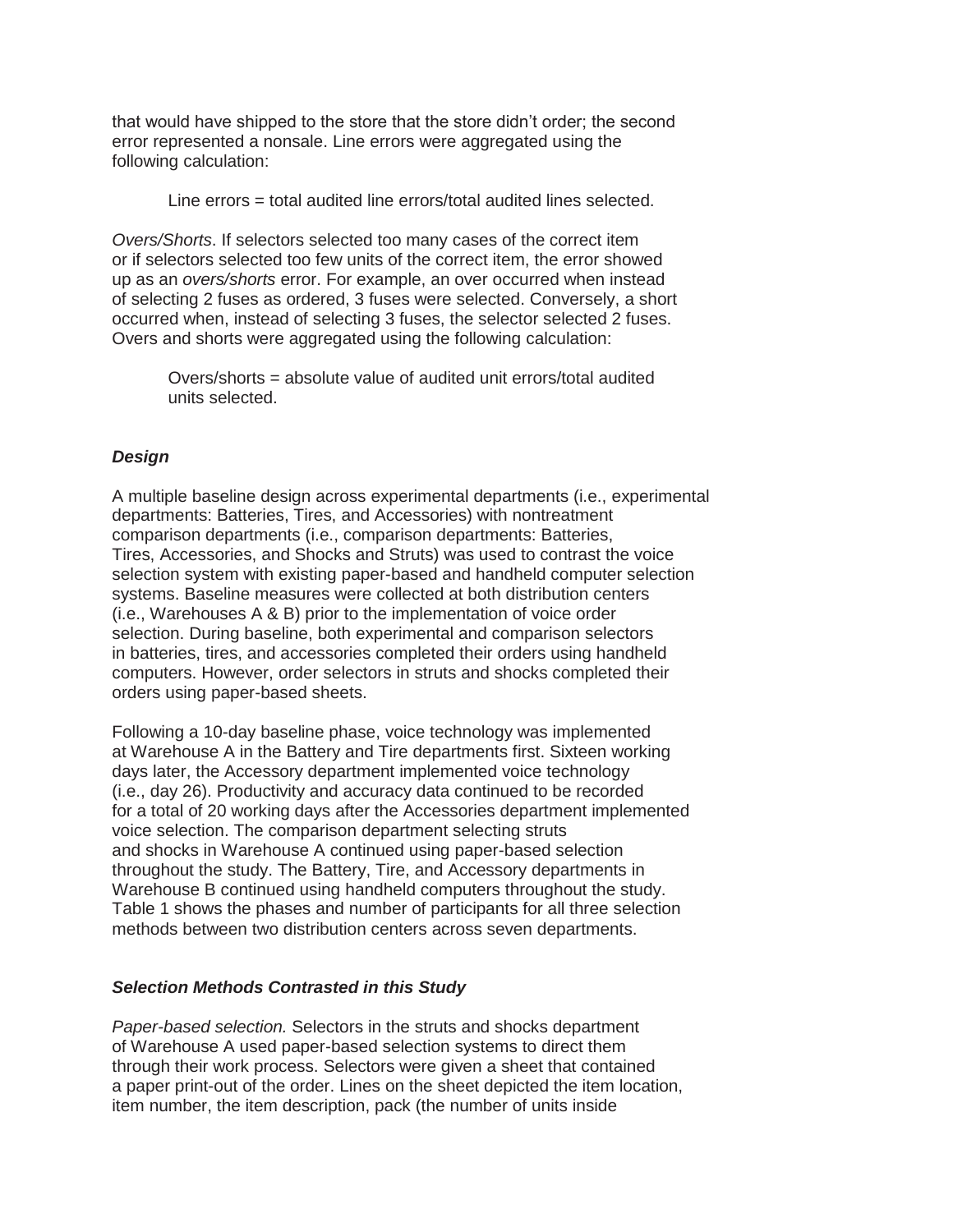that would have shipped to the store that the store didn't order; the second error represented a nonsale. Line errors were aggregated using the following calculation:

> Line errors = total audited line errors/total audited lines selected.

*Overs/Shorts*. If selectors selected too many cases of the correct item or if selectors selected too few units of the correct item, the error showed up as an *overs/shorts* error. For example, an over occurred when instead of selecting 2 fuses as ordered, 3 fuses were selected. Conversely, a short occurred when, instead of selecting 3 fuses, the selector selected 2 fuses. Overs and shorts were aggregated using the following calculation:

> Overs/shorts = absolute value of audited unit errors/total audited units selected.

### *Design*

A multiple baseline design across experimental departments (i.e., experimental departments: Batteries, Tires, and Accessories) with nontreatment comparison departments (i.e., comparison departments: Batteries, Tires, Accessories, and Shocks and Struts) was used to contrast the voice selection system with existing paper-based and handheld computer selection systems. Baseline measures were collected at both distribution centers (i.e., Warehouses A & B) prior to the implementation of voice order selection. During baseline, both experimental and comparison selectors in batteries, tires, and accessories completed their orders using handheld computers. However, order selectors in struts and shocks completed their orders using paper-based sheets.

Following a 10-day baseline phase, voice technology was implemented at Warehouse A in the Battery and Tire departments first. Sixteen working days later, the Accessory department implemented voice technology (i.e., day 26). Productivity and accuracy data continued to be recorded for a total of 20 working days after the Accessories department implemented voice selection. The comparison department selecting struts and shocks in Warehouse A continued using paper-based selection throughout the study. The Battery, Tire, and Accessory departments in Warehouse B continued using handheld computers throughout the study. Table 1 shows the phases and number of participants for all three selection methods between two distribution centers across seven departments.

### *Selection Methods Contrasted in this Study*

*Paper-based selection.* Selectors in the struts and shocks department of Warehouse A used paper-based selection systems to direct them through their work process. Selectors were given a sheet that contained a paper print-out of the order. Lines on the sheet depicted the item location, item number, the item description, pack (the number of units inside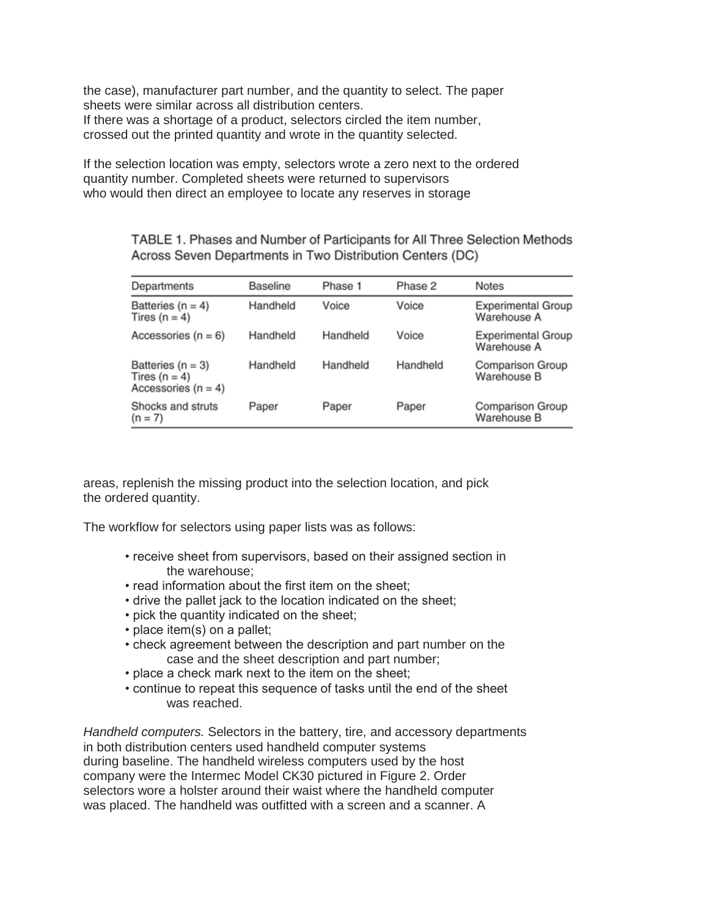the case), manufacturer part number, and the quantity to select. The paper sheets were similar across all distribution centers.
If there was a shortage of a product, selectors circled the item number, crossed out the printed quantity and wrote in the quantity selected.

If the selection location was empty, selectors wrote a zero next to the ordered quantity number. Completed sheets were returned to supervisors who would then direct an employee to locate any reserves in storage

TABLE 1. Phases and Number of Participants for All Three Selection Methods Across Seven Departments in Two Distribution Centers (DC)

| Departments | Baseline | Phase 1 | Phase 2 | Notes |
|---|---|---|---|---|
| Batteries (n = 4)<br>Tires (n = 4) | Handheld | Voice | Voice | Experimental Group Warehouse A |
| Accessories (n = 6) | Handheld | Handheld | Voice | Experimental Group Warehouse A |
| Batteries (n = 3)<br>Tires (n = 4)<br>Accessories (n = 4) | Handheld | Handheld | Handheld | Comparison Group Warehouse B |
| Shocks and struts (n = 7) | Paper | Paper | Paper | Comparison Group Warehouse B |

areas, replenish the missing product into the selection location, and pick the ordered quantity.

The workflow for selectors using paper lists was as follows:

- receive sheet from supervisors, based on their assigned section in the warehouse;
- read information about the first item on the sheet;
- drive the pallet jack to the location indicated on the sheet;
- pick the quantity indicated on the sheet;
- place item(s) on a pallet;
- check agreement between the description and part number on the case and the sheet description and part number;
- place a check mark next to the item on the sheet;
- continue to repeat this sequence of tasks until the end of the sheet was reached.

*Handheld computers.* Selectors in the battery, tire, and accessory departments in both distribution centers used handheld computer systems during baseline. The handheld wireless computers used by the host company were the Intermec Model CK30 pictured in Figure 2. Order selectors wore a holster around their waist where the handheld computer was placed. The handheld was outfitted with a screen and a scanner. A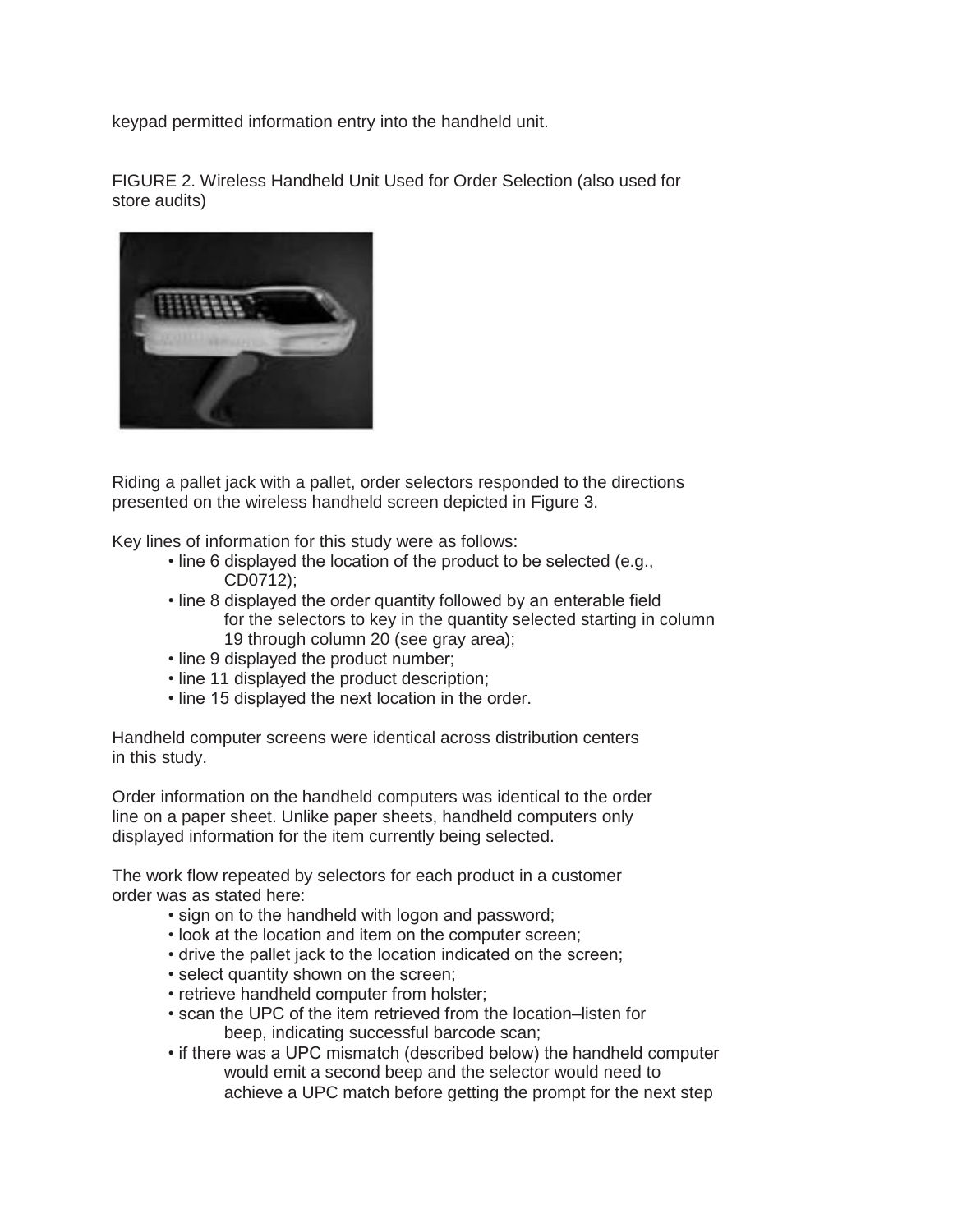keypad permitted information entry into the handheld unit.

FIGURE 2. Wireless Handheld Unit Used for Order Selection (also used for store audits)

Riding a pallet jack with a pallet, order selectors responded to the directions presented on the wireless handheld screen depicted in Figure 3.

Key lines of information for this study were as follows:

- line 6 displayed the location of the product to be selected (e.g., CD0712);
- line 8 displayed the order quantity followed by an enterable field for the selectors to key in the quantity selected starting in column 19 through column 20 (see gray area);
- line 9 displayed the product number;
- line 11 displayed the product description;
- line 15 displayed the next location in the order.

Handheld computer screens were identical across distribution centers in this study.

Order information on the handheld computers was identical to the order line on a paper sheet. Unlike paper sheets, handheld computers only displayed information for the item currently being selected.

The work flow repeated by selectors for each product in a customer order was as stated here:

- sign on to the handheld with logon and password;
- look at the location and item on the computer screen;
- drive the pallet jack to the location indicated on the screen;
- select quantity shown on the screen;
- retrieve handheld computer from holster;
- scan the UPC of the item retrieved from the location–listen for beep, indicating successful barcode scan;
- if there was a UPC mismatch (described below) the handheld computer would emit a second beep and the selector would need to achieve a UPC match before getting the prompt for the next step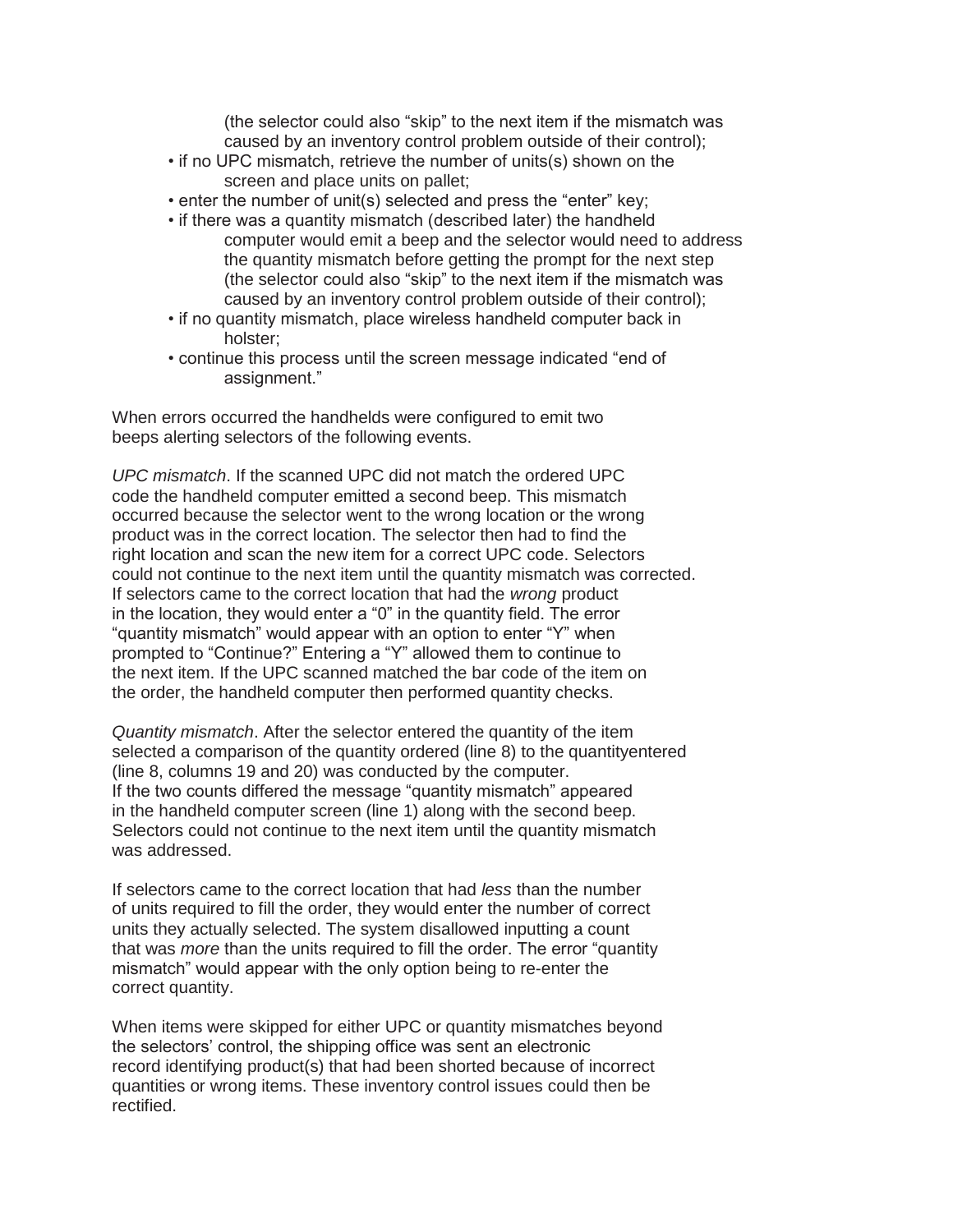(the selector could also "skip" to the next item if the mismatch was caused by an inventory control problem outside of their control);

- if no UPC mismatch, retrieve the number of units(s) shown on the screen and place units on pallet;
- enter the number of unit(s) selected and press the "enter" key;
- if there was a quantity mismatch (described later) the handheld computer would emit a beep and the selector would need to address the quantity mismatch before getting the prompt for the next step (the selector could also "skip" to the next item if the mismatch was caused by an inventory control problem outside of their control);
- if no quantity mismatch, place wireless handheld computer back in holster;
- continue this process until the screen message indicated "end of assignment."

When errors occurred the handhelds were configured to emit two beeps alerting selectors of the following events.

*UPC mismatch*. If the scanned UPC did not match the ordered UPC code the handheld computer emitted a second beep. This mismatch occurred because the selector went to the wrong location or the wrong product was in the correct location. The selector then had to find the right location and scan the new item for a correct UPC code. Selectors could not continue to the next item until the quantity mismatch was corrected. If selectors came to the correct location that had the *wrong* product in the location, they would enter a "0" in the quantity field. The error "quantity mismatch" would appear with an option to enter "Y" when prompted to "Continue?" Entering a "Y" allowed them to continue to the next item. If the UPC scanned matched the bar code of the item on the order, the handheld computer then performed quantity checks.

*Quantity mismatch*. After the selector entered the quantity of the item selected a comparison of the quantity ordered (line 8) to the quantityentered (line 8, columns 19 and 20) was conducted by the computer. If the two counts differed the message "quantity mismatch" appeared in the handheld computer screen (line 1) along with the second beep. Selectors could not continue to the next item until the quantity mismatch was addressed.

If selectors came to the correct location that had *less* than the number of units required to fill the order, they would enter the number of correct units they actually selected. The system disallowed inputting a count that was *more* than the units required to fill the order. The error "quantity mismatch" would appear with the only option being to re-enter the correct quantity.

When items were skipped for either UPC or quantity mismatches beyond the selectors' control, the shipping office was sent an electronic record identifying product(s) that had been shorted because of incorrect quantities or wrong items. These inventory control issues could then be rectified.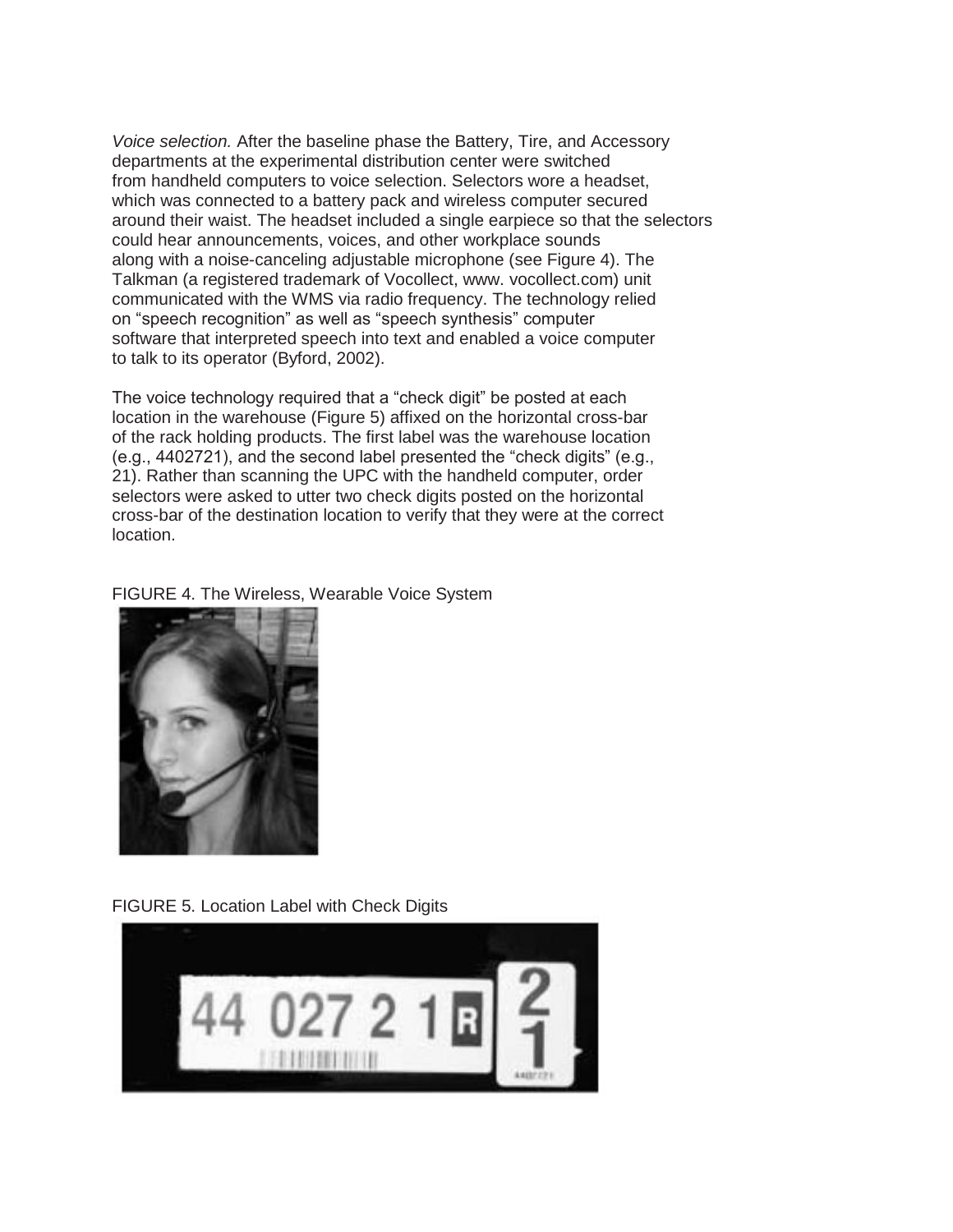*Voice selection.* After the baseline phase the Battery, Tire, and Accessory departments at the experimental distribution center were switched from handheld computers to voice selection. Selectors wore a headset, which was connected to a battery pack and wireless computer secured around their waist. The headset included a single earpiece so that the selectors could hear announcements, voices, and other workplace sounds along with a noise-canceling adjustable microphone (see Figure 4). The Talkman (a registered trademark of Vocollect, www. vocollect.com) unit communicated with the WMS via radio frequency. The technology relied on "speech recognition" as well as "speech synthesis" computer software that interpreted speech into text and enabled a voice computer to talk to its operator (Byford, 2002).

The voice technology required that a "check digit" be posted at each location in the warehouse (Figure 5) affixed on the horizontal cross-bar of the rack holding products. The first label was the warehouse location (e.g., 4402721), and the second label presented the "check digits" (e.g., 21). Rather than scanning the UPC with the handheld computer, order selectors were asked to utter two check digits posted on the horizontal cross-bar of the destination location to verify that they were at the correct location.

FIGURE 4. The Wireless, Wearable Voice System

FIGURE 5. Location Label with Check Digits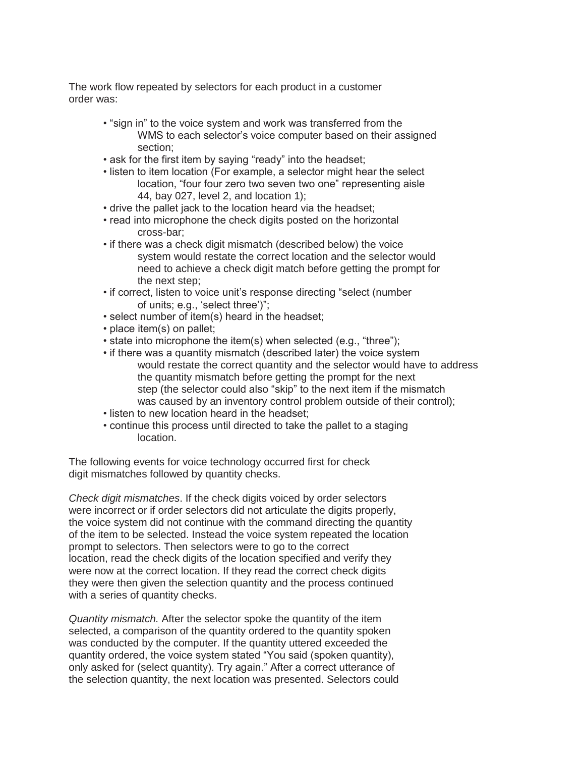The work flow repeated by selectors for each product in a customer order was:

- "sign in" to the voice system and work was transferred from the WMS to each selector's voice computer based on their assigned section;
- ask for the first item by saying "ready" into the headset;
- listen to item location (For example, a selector might hear the select location, "four four zero two seven two one" representing aisle 44, bay 027, level 2, and location 1);
- drive the pallet jack to the location heard via the headset;
- read into microphone the check digits posted on the horizontal cross-bar;
- if there was a check digit mismatch (described below) the voice system would restate the correct location and the selector would need to achieve a check digit match before getting the prompt for the next step;
- if correct, listen to voice unit's response directing "select (number of units; e.g., 'select three')";
- select number of item(s) heard in the headset;
- place item(s) on pallet;
- state into microphone the item(s) when selected (e.g., "three");
- if there was a quantity mismatch (described later) the voice system would restate the correct quantity and the selector would have to address the quantity mismatch before getting the prompt for the next step (the selector could also "skip" to the next item if the mismatch was caused by an inventory control problem outside of their control);
- listen to new location heard in the headset;
- continue this process until directed to take the pallet to a staging location.

The following events for voice technology occurred first for check digit mismatches followed by quantity checks.

*Check digit mismatches*. If the check digits voiced by order selectors were incorrect or if order selectors did not articulate the digits properly, the voice system did not continue with the command directing the quantity of the item to be selected. Instead the voice system repeated the location prompt to selectors. Then selectors were to go to the correct location, read the check digits of the location specified and verify they were now at the correct location. If they read the correct check digits they were then given the selection quantity and the process continued with a series of quantity checks.

*Quantity mismatch.* After the selector spoke the quantity of the item selected, a comparison of the quantity ordered to the quantity spoken was conducted by the computer. If the quantity uttered exceeded the quantity ordered, the voice system stated "You said (spoken quantity), only asked for (select quantity). Try again." After a correct utterance of the selection quantity, the next location was presented. Selectors could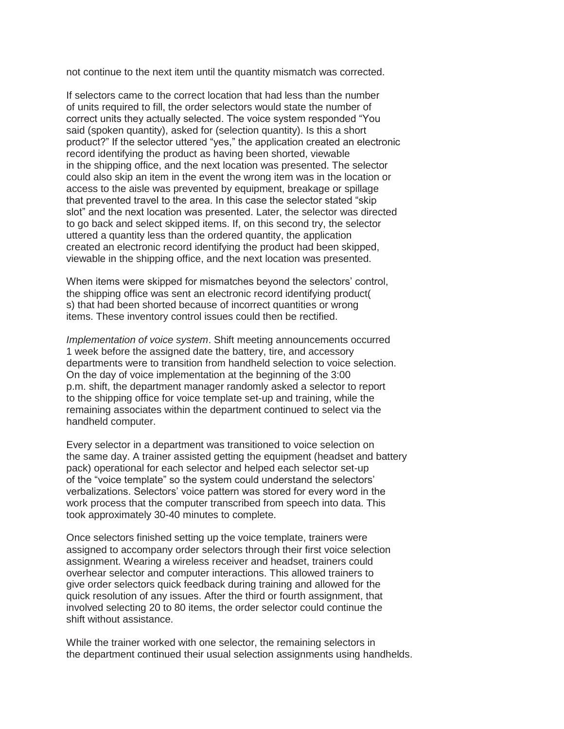not continue to the next item until the quantity mismatch was corrected.

If selectors came to the correct location that had less than the number of units required to fill, the order selectors would state the number of correct units they actually selected. The voice system responded "You said (spoken quantity), asked for (selection quantity). Is this a short product?" If the selector uttered "yes," the application created an electronic record identifying the product as having been shorted, viewable in the shipping office, and the next location was presented. The selector could also skip an item in the event the wrong item was in the location or access to the aisle was prevented by equipment, breakage or spillage that prevented travel to the area. In this case the selector stated "skip slot" and the next location was presented. Later, the selector was directed to go back and select skipped items. If, on this second try, the selector uttered a quantity less than the ordered quantity, the application created an electronic record identifying the product had been skipped, viewable in the shipping office, and the next location was presented.

When items were skipped for mismatches beyond the selectors' control, the shipping office was sent an electronic record identifying product( s) that had been shorted because of incorrect quantities or wrong items. These inventory control issues could then be rectified.

*Implementation of voice system*. Shift meeting announcements occurred 1 week before the assigned date the battery, tire, and accessory departments were to transition from handheld selection to voice selection. On the day of voice implementation at the beginning of the 3:00 p.m. shift, the department manager randomly asked a selector to report to the shipping office for voice template set-up and training, while the remaining associates within the department continued to select via the handheld computer.

Every selector in a department was transitioned to voice selection on the same day. A trainer assisted getting the equipment (headset and battery pack) operational for each selector and helped each selector set-up of the "voice template" so the system could understand the selectors' verbalizations. Selectors' voice pattern was stored for every word in the work process that the computer transcribed from speech into data. This took approximately 30-40 minutes to complete.

Once selectors finished setting up the voice template, trainers were assigned to accompany order selectors through their first voice selection assignment. Wearing a wireless receiver and headset, trainers could overhear selector and computer interactions. This allowed trainers to give order selectors quick feedback during training and allowed for the quick resolution of any issues. After the third or fourth assignment, that involved selecting 20 to 80 items, the order selector could continue the shift without assistance.

While the trainer worked with one selector, the remaining selectors in the department continued their usual selection assignments using handhelds.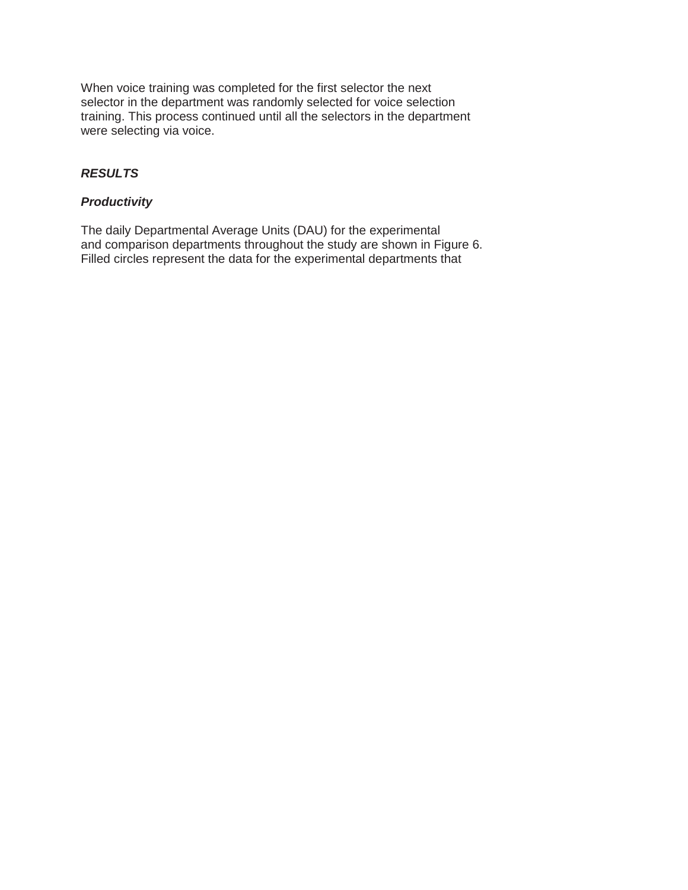When voice training was completed for the first selector the next selector in the department was randomly selected for voice selection training. This process continued until all the selectors in the department were selecting via voice.

## *RESULTS*

### *Productivity*

The daily Departmental Average Units (DAU) for the experimental and comparison departments throughout the study are shown in Figure 6. Filled circles represent the data for the experimental departments that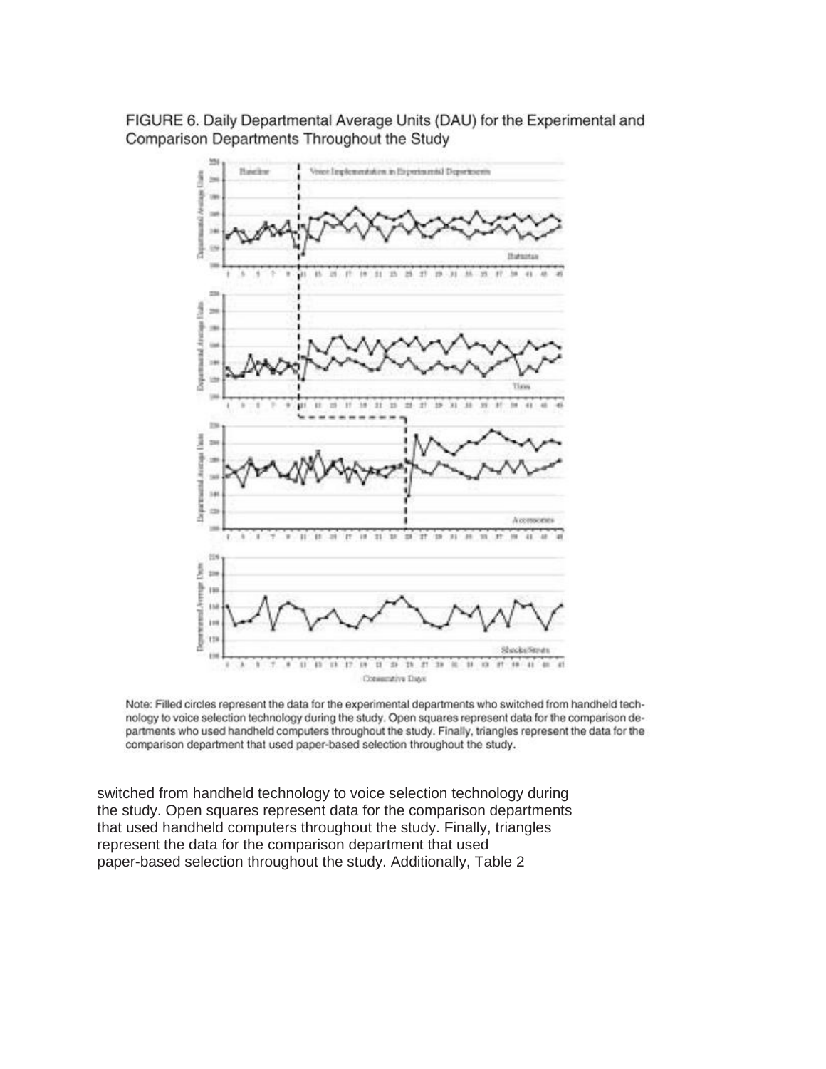FIGURE 6. Daily Departmental Average Units (DAU) for the Experimental and Comparison Departments Throughout the Study

Note: Filled circles represent the data for the experimental departments who switched from handheld technology to voice selection technology during the study. Open squares represent data for the comparison departments who used handheld computers throughout the study. Finally, triangles represent the data for the comparison department that used paper-based selection throughout the study.

switched from handheld technology to voice selection technology during the study. Open squares represent data for the comparison departments that used handheld computers throughout the study. Finally, triangles represent the data for the comparison department that used paper-based selection throughout the study. Additionally, Table 2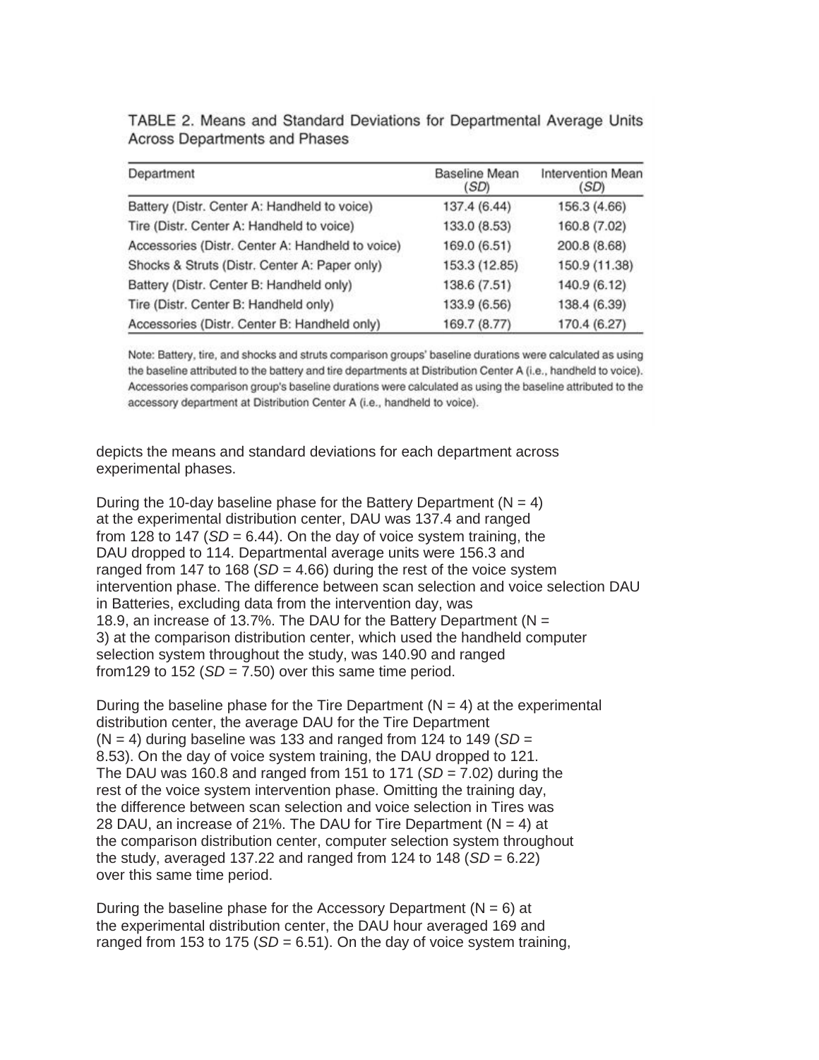TABLE 2. Means and Standard Deviations for Departmental Average Units Across Departments and Phases

| Department | Baseline Mean (*SD*) | Intervention Mean (*SD*) |
|---|---|---|
| Battery (Distr. Center A: Handheld to voice) | 137.4 (6.44) | 156.3 (4.66) |
| Tire (Distr. Center A: Handheld to voice) | 133.0 (8.53) | 160.8 (7.02) |
| Accessories (Distr. Center A: Handheld to voice) | 169.0 (6.51) | 200.8 (8.68) |
| Shocks & Struts (Distr. Center A: Paper only) | 153.3 (12.85) | 150.9 (11.38) |
| Battery (Distr. Center B: Handheld only) | 138.6 (7.51) | 140.9 (6.12) |
| Tire (Distr. Center B: Handheld only) | 133.9 (6.56) | 138.4 (6.39) |
| Accessories (Distr. Center B: Handheld only) | 169.7 (8.77) | 170.4 (6.27) |

Note: Battery, tire, and shocks and struts comparison groups' baseline durations were calculated as using the baseline attributed to the battery and tire departments at Distribution Center A (i.e., handheld to voice). Accessories comparison group's baseline durations were calculated as using the baseline attributed to the accessory department at Distribution Center A (i.e., handheld to voice).

depicts the means and standard deviations for each department across experimental phases.

During the 10-day baseline phase for the Battery Department (N = 4) at the experimental distribution center, DAU was 137.4 and ranged from 128 to 147 (*SD* = 6.44). On the day of voice system training, the DAU dropped to 114. Departmental average units were 156.3 and ranged from 147 to 168 (*SD* = 4.66) during the rest of the voice system intervention phase. The difference between scan selection and voice selection DAU in Batteries, excluding data from the intervention day, was 18.9, an increase of 13.7%. The DAU for the Battery Department (N = 3) at the comparison distribution center, which used the handheld computer selection system throughout the study, was 140.90 and ranged from129 to 152 (*SD* = 7.50) over this same time period.

During the baseline phase for the Tire Department (N = 4) at the experimental distribution center, the average DAU for the Tire Department (N = 4) during baseline was 133 and ranged from 124 to 149 (*SD* = 8.53). On the day of voice system training, the DAU dropped to 121. The DAU was 160.8 and ranged from 151 to 171 (*SD* = 7.02) during the rest of the voice system intervention phase. Omitting the training day, the difference between scan selection and voice selection in Tires was 28 DAU, an increase of 21%. The DAU for Tire Department (N = 4) at the comparison distribution center, computer selection system throughout the study, averaged 137.22 and ranged from 124 to 148 (*SD* = 6.22) over this same time period.

During the baseline phase for the Accessory Department (N = 6) at the experimental distribution center, the DAU hour averaged 169 and ranged from 153 to 175 (*SD* = 6.51). On the day of voice system training,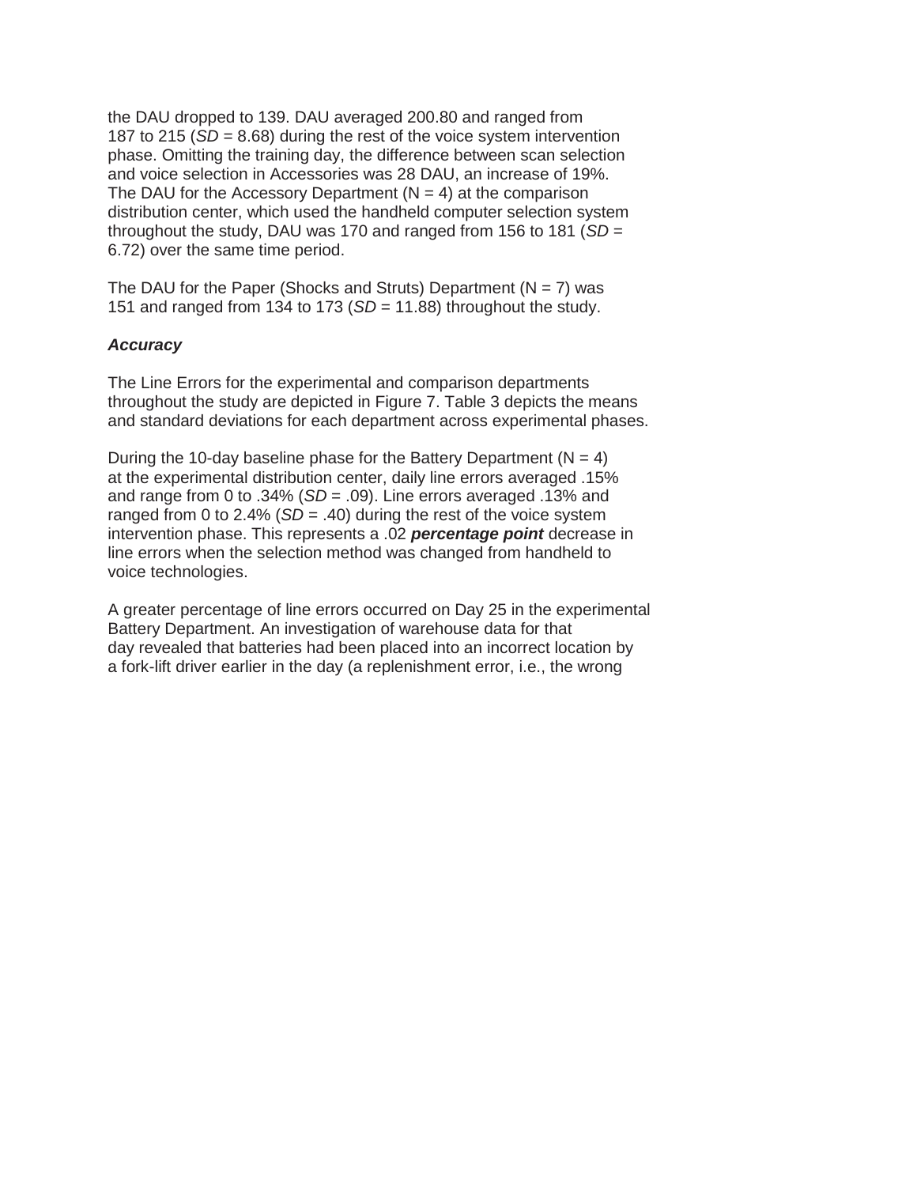the DAU dropped to 139. DAU averaged 200.80 and ranged from 187 to 215 (*SD* = 8.68) during the rest of the voice system intervention phase. Omitting the training day, the difference between scan selection and voice selection in Accessories was 28 DAU, an increase of 19%. The DAU for the Accessory Department (N = 4) at the comparison distribution center, which used the handheld computer selection system throughout the study, DAU was 170 and ranged from 156 to 181 (*SD* = 6.72) over the same time period.

The DAU for the Paper (Shocks and Struts) Department (N = 7) was 151 and ranged from 134 to 173 (*SD* = 11.88) throughout the study.

***Accuracy***

The Line Errors for the experimental and comparison departments throughout the study are depicted in Figure 7. Table 3 depicts the means and standard deviations for each department across experimental phases.

During the 10-day baseline phase for the Battery Department (N = 4) at the experimental distribution center, daily line errors averaged .15% and range from 0 to .34% (*SD* = .09). Line errors averaged .13% and ranged from 0 to 2.4% (*SD* = .40) during the rest of the voice system intervention phase. This represents a .02 ***percentage point*** decrease in line errors when the selection method was changed from handheld to voice technologies.

A greater percentage of line errors occurred on Day 25 in the experimental Battery Department. An investigation of warehouse data for that day revealed that batteries had been placed into an incorrect location by a fork-lift driver earlier in the day (a replenishment error, i.e., the wrong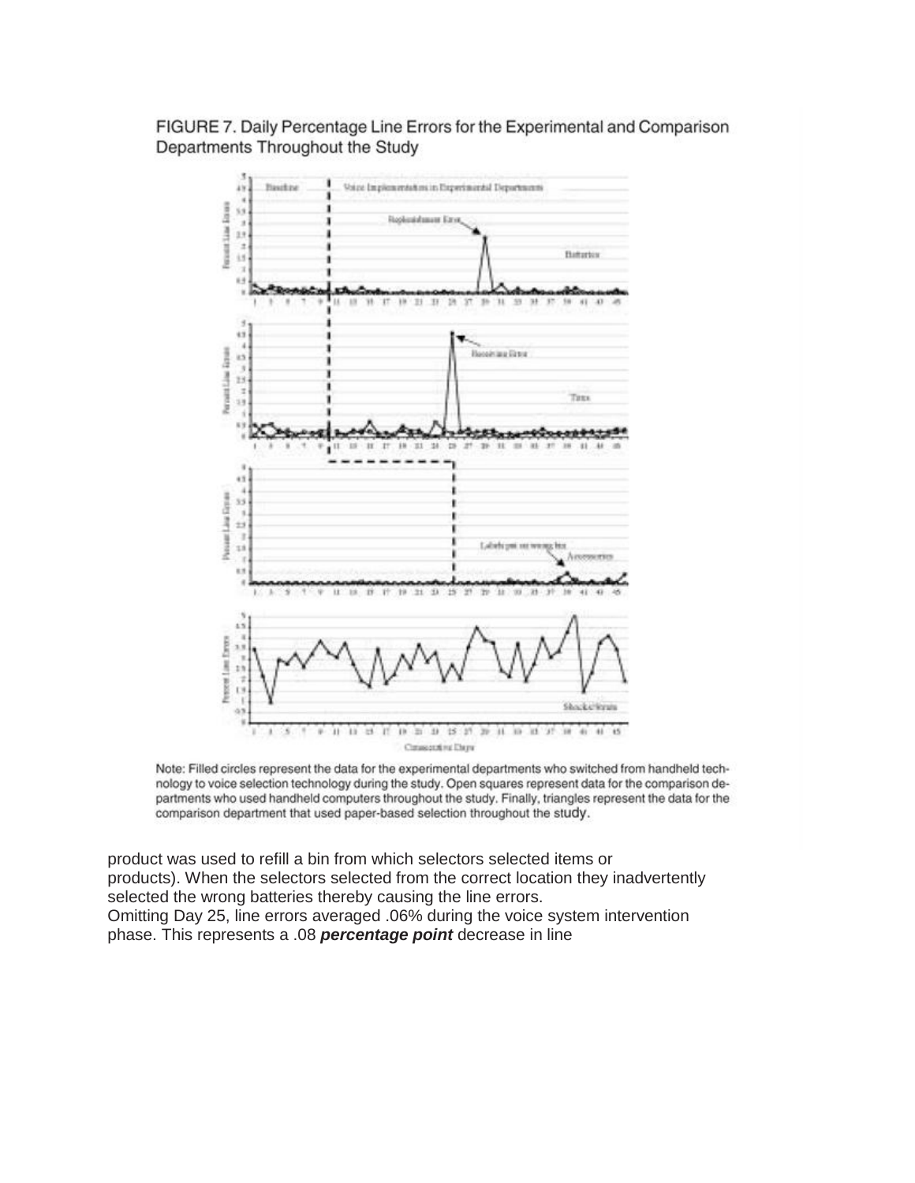FIGURE 7. Daily Percentage Line Errors for the Experimental and Comparison Departments Throughout the Study

Note: Filled circles represent the data for the experimental departments who switched from handheld technology to voice selection technology during the study. Open squares represent data for the comparison departments who used handheld computers throughout the study. Finally, triangles represent the data for the comparison department that used paper-based selection throughout the study.

product was used to refill a bin from which selectors selected items or products). When the selectors selected from the correct location they inadvertently selected the wrong batteries thereby causing the line errors.

Omitting Day 25, line errors averaged .06% during the voice system intervention phase. This represents a .08 ***percentage point*** decrease in line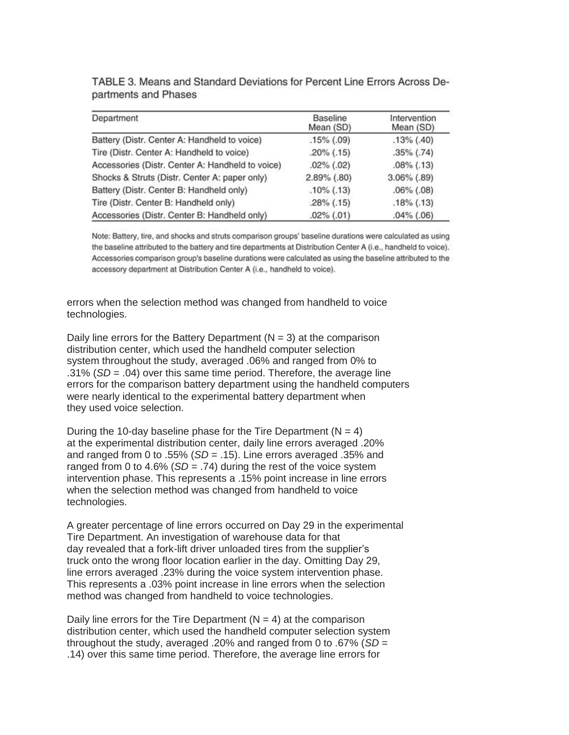TABLE 3. Means and Standard Deviations for Percent Line Errors Across Departments and Phases

| Department | Baseline Mean (SD) | Intervention Mean (SD) |
|---|---|---|
| Battery (Distr. Center A: Handheld to voice) | .15% (.09) | .13% (.40) |
| Tire (Distr. Center A: Handheld to voice) | .20% (.15) | .35% (.74) |
| Accessories (Distr. Center A: Handheld to voice) | .02% (.02) | .08% (.13) |
| Shocks & Struts (Distr. Center A: paper only) | 2.89% (.80) | 3.06% (.89) |
| Battery (Distr. Center B: Handheld only) | .10% (.13) | .06% (.08) |
| Tire (Distr. Center B: Handheld only) | .28% (.15) | .18% (.13) |
| Accessories (Distr. Center B: Handheld only) | .02% (.01) | .04% (.06) |

Note: Battery, tire, and shocks and struts comparison groups' baseline durations were calculated as using the baseline attributed to the battery and tire departments at Distribution Center A (i.e., handheld to voice). Accessories comparison group's baseline durations were calculated as using the baseline attributed to the accessory department at Distribution Center A (i.e., handheld to voice).

errors when the selection method was changed from handheld to voice technologies.

Daily line errors for the Battery Department (N = 3) at the comparison distribution center, which used the handheld computer selection system throughout the study, averaged .06% and ranged from 0% to .31% (*SD* = .04) over this same time period. Therefore, the average line errors for the comparison battery department using the handheld computers were nearly identical to the experimental battery department when they used voice selection.

During the 10-day baseline phase for the Tire Department (N = 4) at the experimental distribution center, daily line errors averaged .20% and ranged from 0 to .55% (*SD* = .15). Line errors averaged .35% and ranged from 0 to 4.6% (*SD* = .74) during the rest of the voice system intervention phase. This represents a .15% point increase in line errors when the selection method was changed from handheld to voice technologies.

A greater percentage of line errors occurred on Day 29 in the experimental Tire Department. An investigation of warehouse data for that day revealed that a fork-lift driver unloaded tires from the supplier's truck onto the wrong floor location earlier in the day. Omitting Day 29, line errors averaged .23% during the voice system intervention phase. This represents a .03% point increase in line errors when the selection method was changed from handheld to voice technologies.

Daily line errors for the Tire Department (N = 4) at the comparison distribution center, which used the handheld computer selection system throughout the study, averaged .20% and ranged from 0 to .67% (*SD* = .14) over this same time period. Therefore, the average line errors for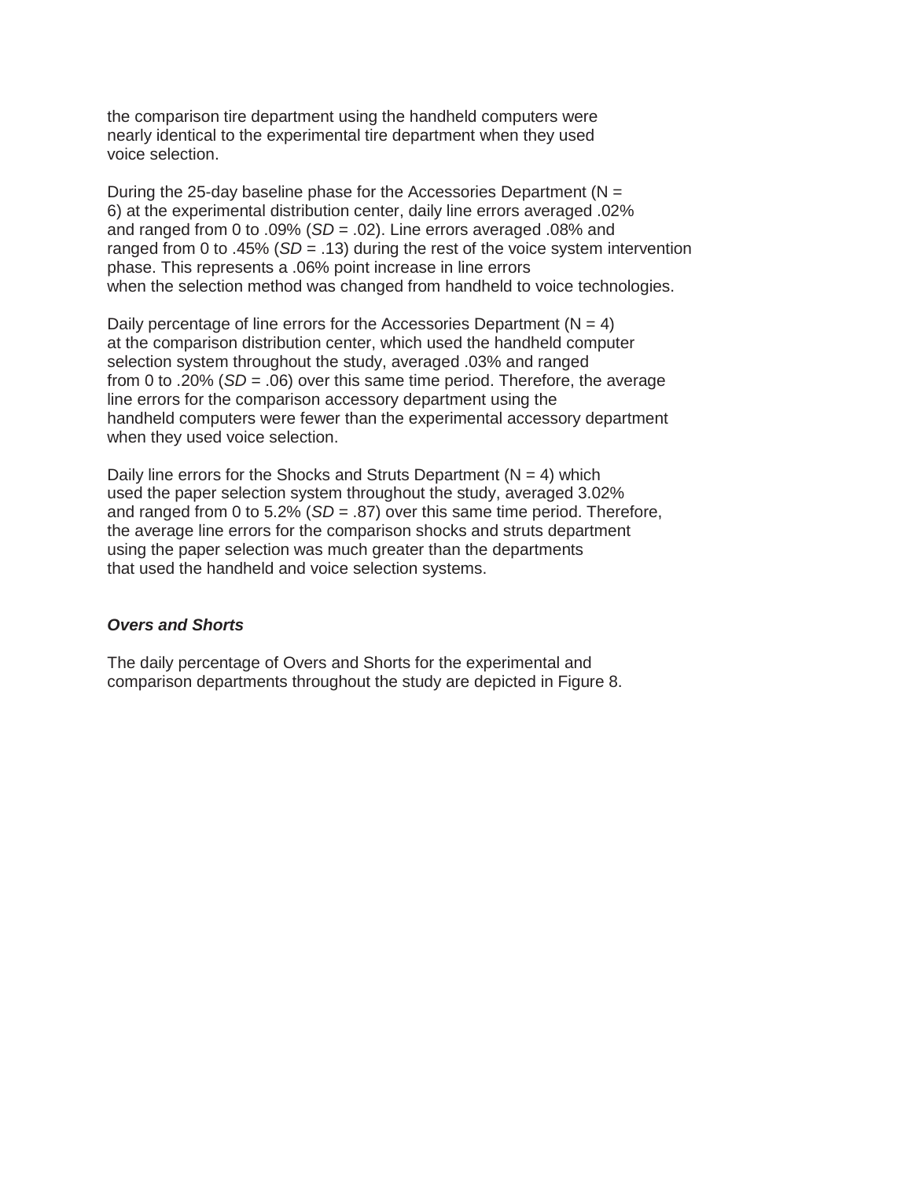the comparison tire department using the handheld computers were nearly identical to the experimental tire department when they used voice selection.

During the 25-day baseline phase for the Accessories Department (N = 6) at the experimental distribution center, daily line errors averaged .02% and ranged from 0 to .09% (*SD* = .02). Line errors averaged .08% and ranged from 0 to .45% (*SD* = .13) during the rest of the voice system intervention phase. This represents a .06% point increase in line errors when the selection method was changed from handheld to voice technologies.

Daily percentage of line errors for the Accessories Department (N = 4) at the comparison distribution center, which used the handheld computer selection system throughout the study, averaged .03% and ranged from 0 to .20% (*SD* = .06) over this same time period. Therefore, the average line errors for the comparison accessory department using the handheld computers were fewer than the experimental accessory department when they used voice selection.

Daily line errors for the Shocks and Struts Department (N = 4) which used the paper selection system throughout the study, averaged 3.02% and ranged from 0 to 5.2% (*SD* = .87) over this same time period. Therefore, the average line errors for the comparison shocks and struts department using the paper selection was much greater than the departments that used the handheld and voice selection systems.

### ***Overs and Shorts***

The daily percentage of Overs and Shorts for the experimental and comparison departments throughout the study are depicted in Figure 8.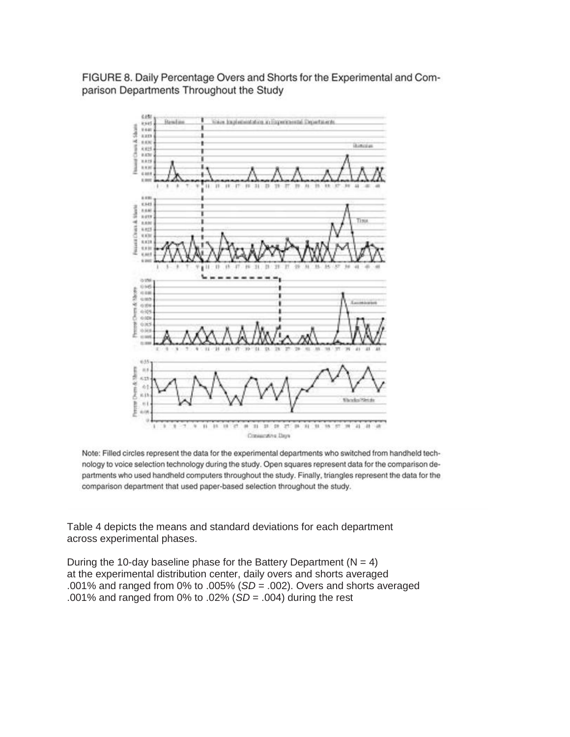FIGURE 8. Daily Percentage Overs and Shorts for the Experimental and Comparison Departments Throughout the Study

Note: Filled circles represent the data for the experimental departments who switched from handheld technology to voice selection technology during the study. Open squares represent data for the comparison departments who used handheld computers throughout the study. Finally, triangles represent the data for the comparison department that used paper-based selection throughout the study.

Table 4 depicts the means and standard deviations for each department across experimental phases.

During the 10-day baseline phase for the Battery Department (N = 4) at the experimental distribution center, daily overs and shorts averaged .001% and ranged from 0% to .005% (*SD* = .002). Overs and shorts averaged .001% and ranged from 0% to .02% (*SD* = .004) during the rest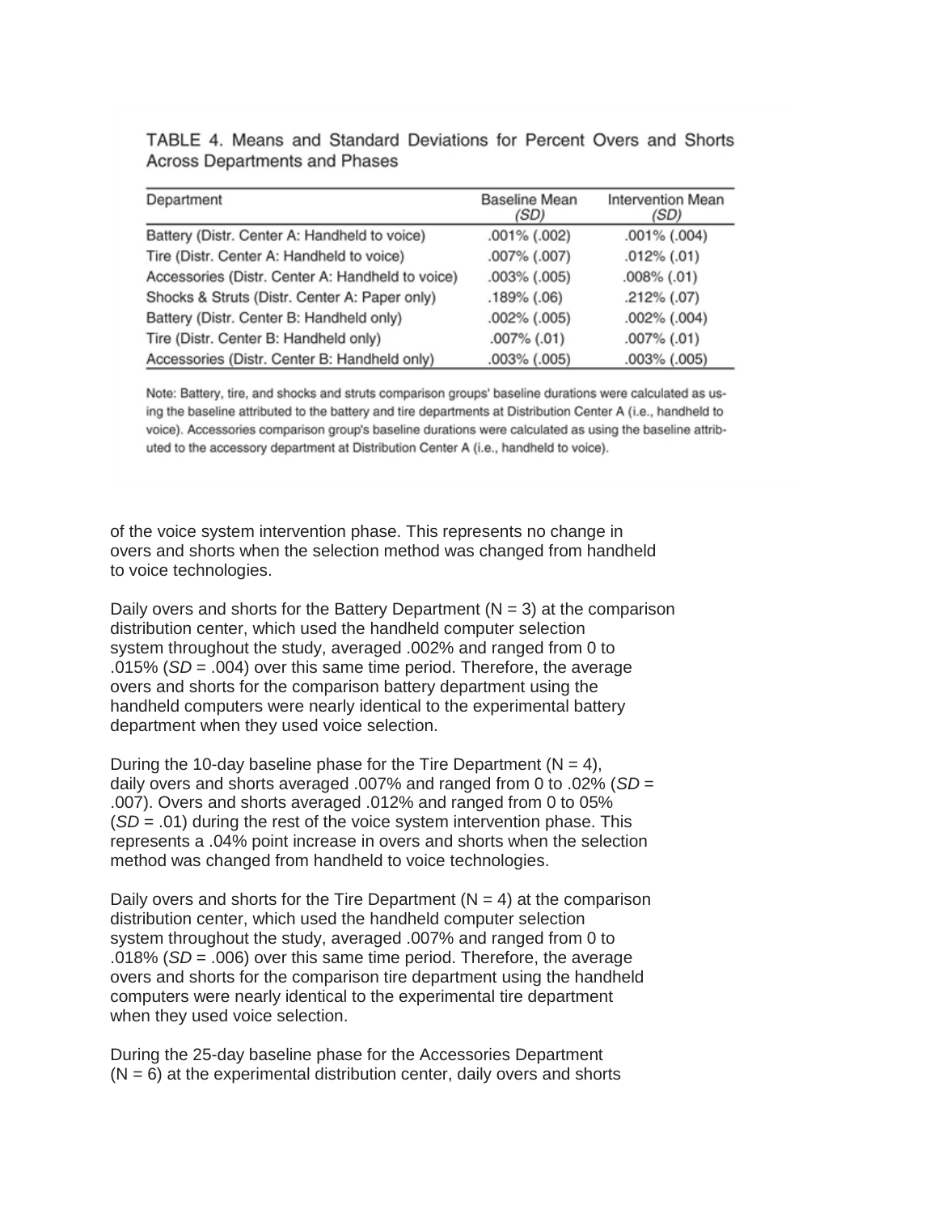TABLE 4. Means and Standard Deviations for Percent Overs and Shorts Across Departments and Phases

| Department | Baseline Mean (*SD*) | Intervention Mean (*SD*) |
|---|---|---|
| Battery (Distr. Center A: Handheld to voice) | .001% (.002) | .001% (.004) |
| Tire (Distr. Center A: Handheld to voice) | .007% (.007) | .012% (.01) |
| Accessories (Distr. Center A: Handheld to voice) | .003% (.005) | .008% (.01) |
| Shocks & Struts (Distr. Center A: Paper only) | .189% (.06) | .212% (.07) |
| Battery (Distr. Center B: Handheld only) | .002% (.005) | .002% (.004) |
| Tire (Distr. Center B: Handheld only) | .007% (.01) | .007% (.01) |
| Accessories (Distr. Center B: Handheld only) | .003% (.005) | .003% (.005) |

Note: Battery, tire, and shocks and struts comparison groups' baseline durations were calculated as using the baseline attributed to the battery and tire departments at Distribution Center A (i.e., handheld to voice). Accessories comparison group's baseline durations were calculated as using the baseline attributed to the accessory department at Distribution Center A (i.e., handheld to voice).

of the voice system intervention phase. This represents no change in overs and shorts when the selection method was changed from handheld to voice technologies.

Daily overs and shorts for the Battery Department (N = 3) at the comparison distribution center, which used the handheld computer selection system throughout the study, averaged .002% and ranged from 0 to .015% (*SD* = .004) over this same time period. Therefore, the average overs and shorts for the comparison battery department using the handheld computers were nearly identical to the experimental battery department when they used voice selection.

During the 10-day baseline phase for the Tire Department (N = 4), daily overs and shorts averaged .007% and ranged from 0 to .02% (*SD* = .007). Overs and shorts averaged .012% and ranged from 0 to 05% (*SD* = .01) during the rest of the voice system intervention phase. This represents a .04% point increase in overs and shorts when the selection method was changed from handheld to voice technologies.

Daily overs and shorts for the Tire Department (N = 4) at the comparison distribution center, which used the handheld computer selection system throughout the study, averaged .007% and ranged from 0 to .018% (*SD* = .006) over this same time period. Therefore, the average overs and shorts for the comparison tire department using the handheld computers were nearly identical to the experimental tire department when they used voice selection.

During the 25-day baseline phase for the Accessories Department (N = 6) at the experimental distribution center, daily overs and shorts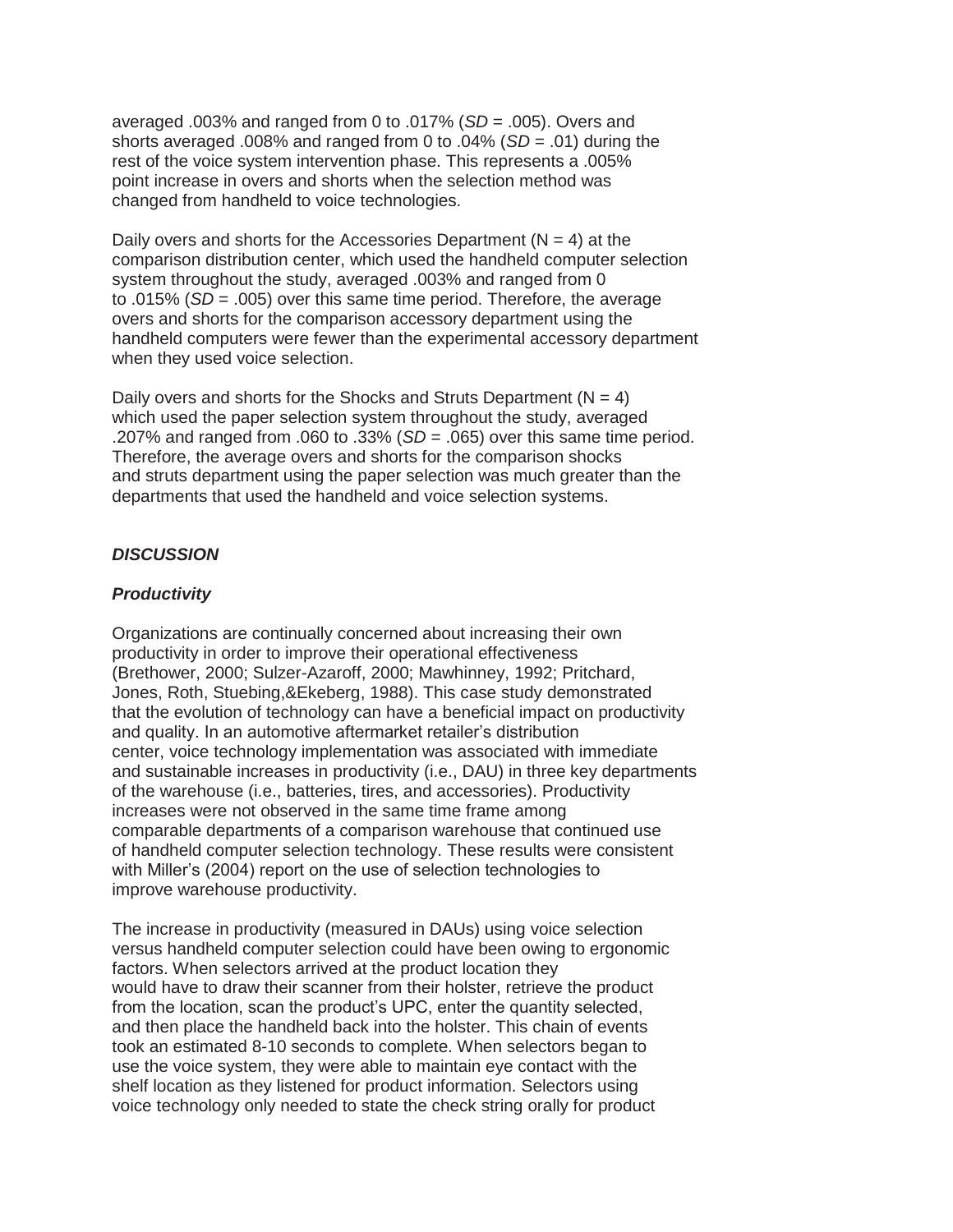averaged .003% and ranged from 0 to .017% (*SD* = .005). Overs and shorts averaged .008% and ranged from 0 to .04% (*SD* = .01) during the rest of the voice system intervention phase. This represents a .005% point increase in overs and shorts when the selection method was changed from handheld to voice technologies.

Daily overs and shorts for the Accessories Department (N = 4) at the comparison distribution center, which used the handheld computer selection system throughout the study, averaged .003% and ranged from 0 to .015% (*SD* = .005) over this same time period. Therefore, the average overs and shorts for the comparison accessory department using the handheld computers were fewer than the experimental accessory department when they used voice selection.

Daily overs and shorts for the Shocks and Struts Department (N = 4) which used the paper selection system throughout the study, averaged .207% and ranged from .060 to .33% (*SD* = .065) over this same time period. Therefore, the average overs and shorts for the comparison shocks and struts department using the paper selection was much greater than the departments that used the handheld and voice selection systems.

## *DISCUSSION*

### *Productivity*

Organizations are continually concerned about increasing their own productivity in order to improve their operational effectiveness (Brethower, 2000; Sulzer-Azaroff, 2000; Mawhinney, 1992; Pritchard, Jones, Roth, Stuebing,&Ekeberg, 1988). This case study demonstrated that the evolution of technology can have a beneficial impact on productivity and quality. In an automotive aftermarket retailer's distribution center, voice technology implementation was associated with immediate and sustainable increases in productivity (i.e., DAU) in three key departments of the warehouse (i.e., batteries, tires, and accessories). Productivity increases were not observed in the same time frame among comparable departments of a comparison warehouse that continued use of handheld computer selection technology. These results were consistent with Miller's (2004) report on the use of selection technologies to improve warehouse productivity.

The increase in productivity (measured in DAUs) using voice selection versus handheld computer selection could have been owing to ergonomic factors. When selectors arrived at the product location they would have to draw their scanner from their holster, retrieve the product from the location, scan the product's UPC, enter the quantity selected, and then place the handheld back into the holster. This chain of events took an estimated 8-10 seconds to complete. When selectors began to use the voice system, they were able to maintain eye contact with the shelf location as they listened for product information. Selectors using voice technology only needed to state the check string orally for product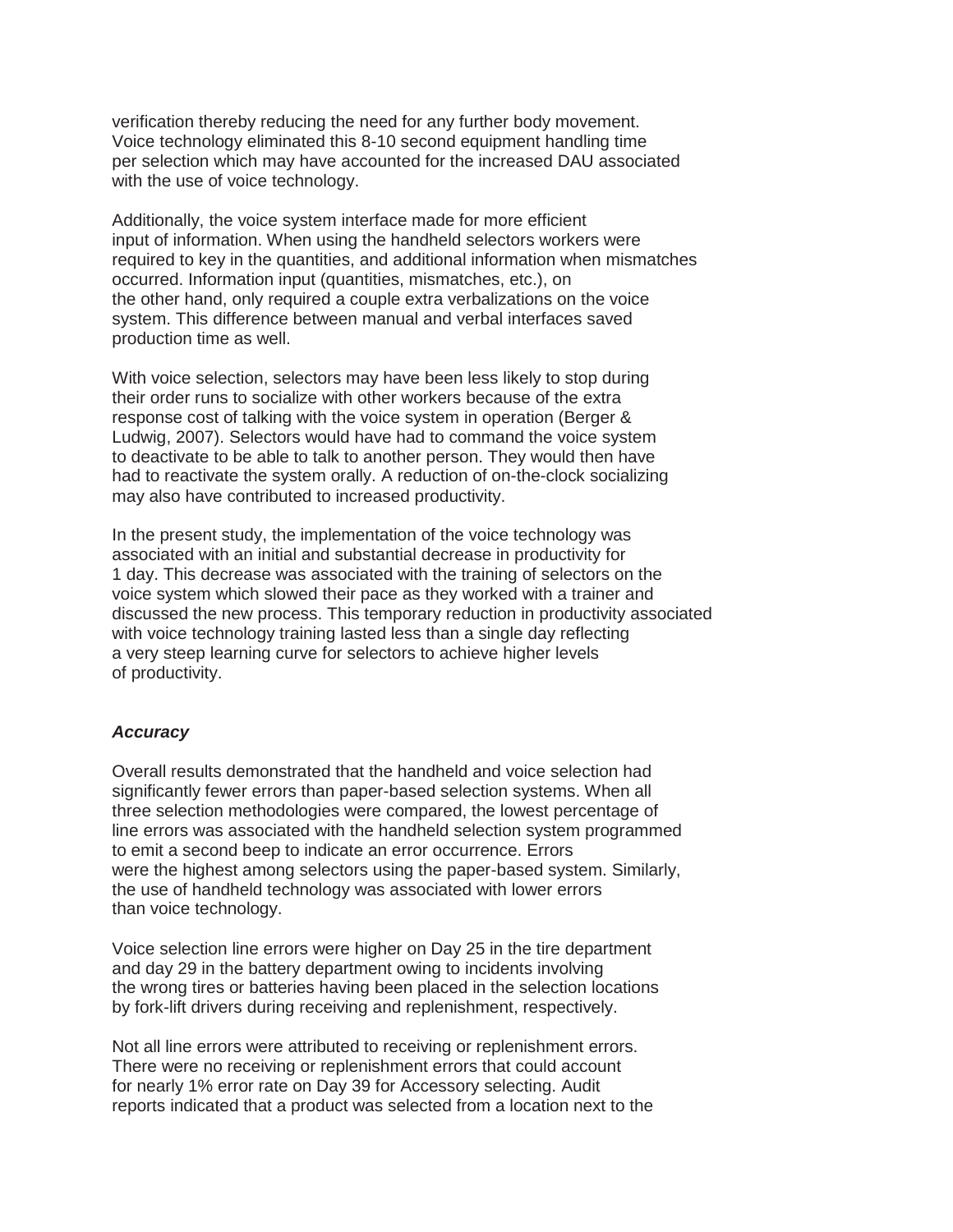verification thereby reducing the need for any further body movement. Voice technology eliminated this 8-10 second equipment handling time per selection which may have accounted for the increased DAU associated with the use of voice technology.

Additionally, the voice system interface made for more efficient input of information. When using the handheld selectors workers were required to key in the quantities, and additional information when mismatches occurred. Information input (quantities, mismatches, etc.), on the other hand, only required a couple extra verbalizations on the voice system. This difference between manual and verbal interfaces saved production time as well.

With voice selection, selectors may have been less likely to stop during their order runs to socialize with other workers because of the extra response cost of talking with the voice system in operation (Berger & Ludwig, 2007). Selectors would have had to command the voice system to deactivate to be able to talk to another person. They would then have had to reactivate the system orally. A reduction of on-the-clock socializing may also have contributed to increased productivity.

In the present study, the implementation of the voice technology was associated with an initial and substantial decrease in productivity for 1 day. This decrease was associated with the training of selectors on the voice system which slowed their pace as they worked with a trainer and discussed the new process. This temporary reduction in productivity associated with voice technology training lasted less than a single day reflecting a very steep learning curve for selectors to achieve higher levels of productivity.

### *Accuracy*

Overall results demonstrated that the handheld and voice selection had significantly fewer errors than paper-based selection systems. When all three selection methodologies were compared, the lowest percentage of line errors was associated with the handheld selection system programmed to emit a second beep to indicate an error occurrence. Errors were the highest among selectors using the paper-based system. Similarly, the use of handheld technology was associated with lower errors than voice technology.

Voice selection line errors were higher on Day 25 in the tire department and day 29 in the battery department owing to incidents involving the wrong tires or batteries having been placed in the selection locations by fork-lift drivers during receiving and replenishment, respectively.

Not all line errors were attributed to receiving or replenishment errors. There were no receiving or replenishment errors that could account for nearly 1% error rate on Day 39 for Accessory selecting. Audit reports indicated that a product was selected from a location next to the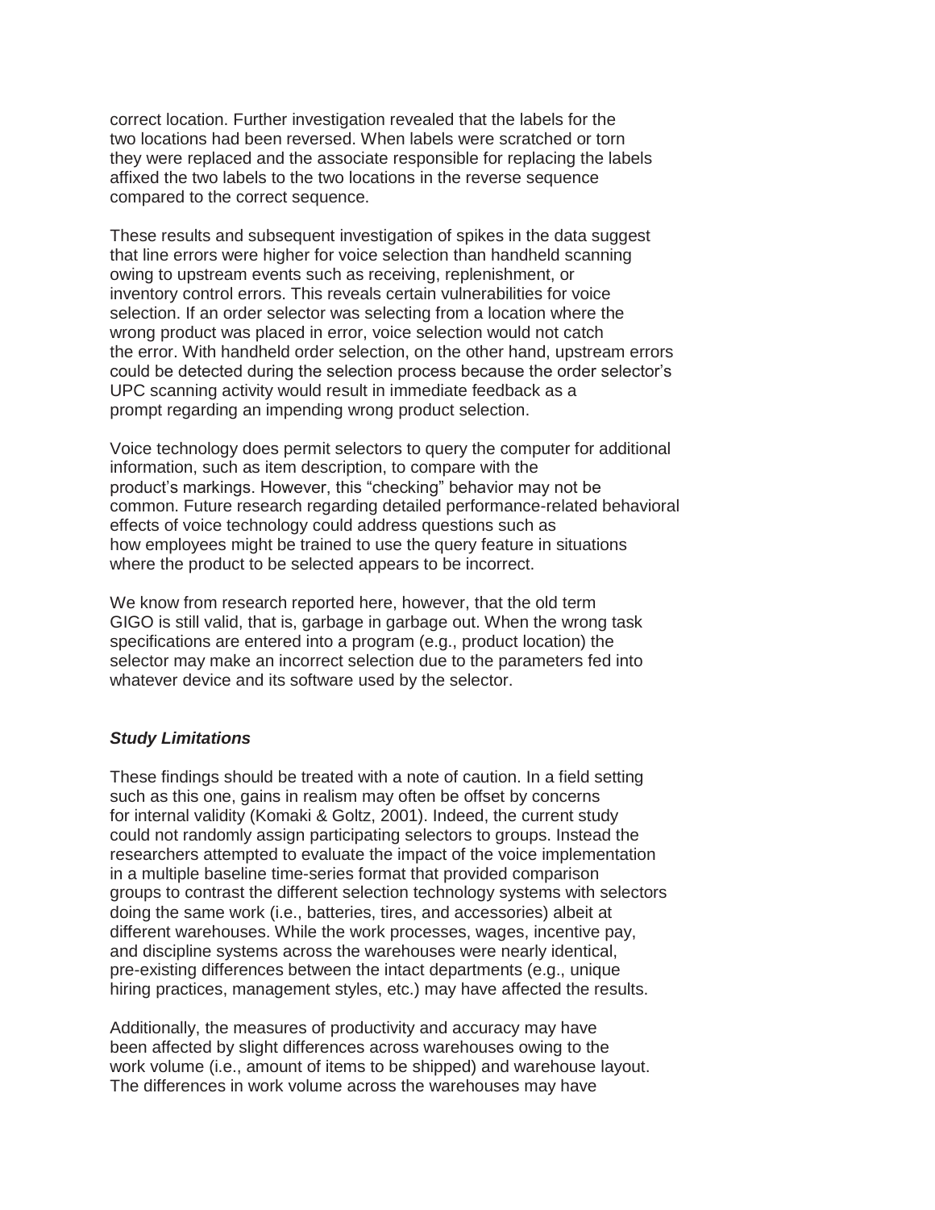correct location. Further investigation revealed that the labels for the two locations had been reversed. When labels were scratched or torn they were replaced and the associate responsible for replacing the labels affixed the two labels to the two locations in the reverse sequence compared to the correct sequence.

These results and subsequent investigation of spikes in the data suggest that line errors were higher for voice selection than handheld scanning owing to upstream events such as receiving, replenishment, or inventory control errors. This reveals certain vulnerabilities for voice selection. If an order selector was selecting from a location where the wrong product was placed in error, voice selection would not catch the error. With handheld order selection, on the other hand, upstream errors could be detected during the selection process because the order selector's UPC scanning activity would result in immediate feedback as a prompt regarding an impending wrong product selection.

Voice technology does permit selectors to query the computer for additional information, such as item description, to compare with the product's markings. However, this "checking" behavior may not be common. Future research regarding detailed performance-related behavioral effects of voice technology could address questions such as how employees might be trained to use the query feature in situations where the product to be selected appears to be incorrect.

We know from research reported here, however, that the old term GIGO is still valid, that is, garbage in garbage out. When the wrong task specifications are entered into a program (e.g., product location) the selector may make an incorrect selection due to the parameters fed into whatever device and its software used by the selector.

### *Study Limitations*

These findings should be treated with a note of caution. In a field setting such as this one, gains in realism may often be offset by concerns for internal validity (Komaki & Goltz, 2001). Indeed, the current study could not randomly assign participating selectors to groups. Instead the researchers attempted to evaluate the impact of the voice implementation in a multiple baseline time-series format that provided comparison groups to contrast the different selection technology systems with selectors doing the same work (i.e., batteries, tires, and accessories) albeit at different warehouses. While the work processes, wages, incentive pay, and discipline systems across the warehouses were nearly identical, pre-existing differences between the intact departments (e.g., unique hiring practices, management styles, etc.) may have affected the results.

Additionally, the measures of productivity and accuracy may have been affected by slight differences across warehouses owing to the work volume (i.e., amount of items to be shipped) and warehouse layout. The differences in work volume across the warehouses may have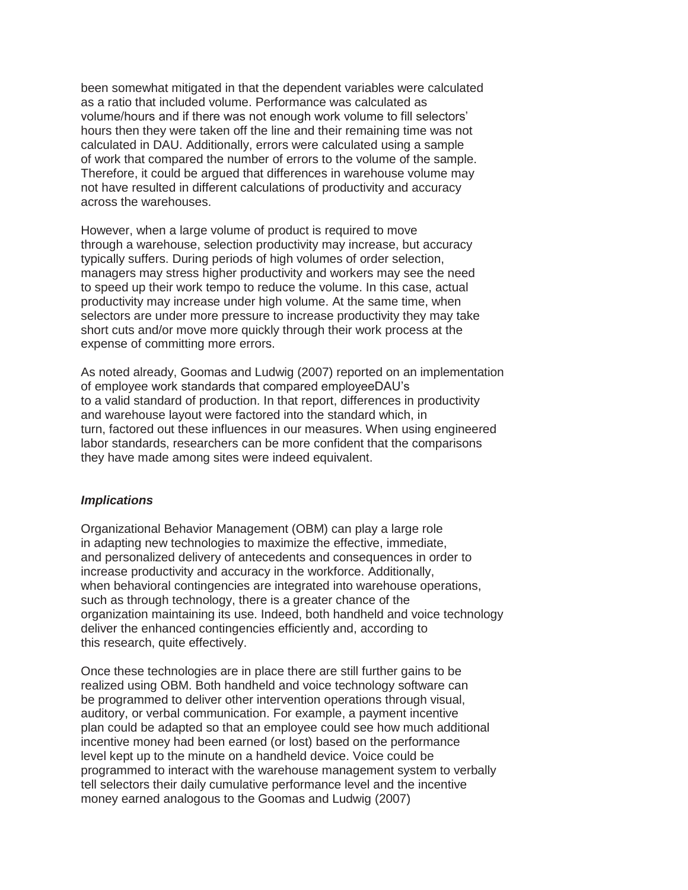been somewhat mitigated in that the dependent variables were calculated as a ratio that included volume. Performance was calculated as volume/hours and if there was not enough work volume to fill selectors' hours then they were taken off the line and their remaining time was not calculated in DAU. Additionally, errors were calculated using a sample of work that compared the number of errors to the volume of the sample. Therefore, it could be argued that differences in warehouse volume may not have resulted in different calculations of productivity and accuracy across the warehouses.

However, when a large volume of product is required to move through a warehouse, selection productivity may increase, but accuracy typically suffers. During periods of high volumes of order selection, managers may stress higher productivity and workers may see the need to speed up their work tempo to reduce the volume. In this case, actual productivity may increase under high volume. At the same time, when selectors are under more pressure to increase productivity they may take short cuts and/or move more quickly through their work process at the expense of committing more errors.

As noted already, Goomas and Ludwig (2007) reported on an implementation of employee work standards that compared employeeDAU's to a valid standard of production. In that report, differences in productivity and warehouse layout were factored into the standard which, in turn, factored out these influences in our measures. When using engineered labor standards, researchers can be more confident that the comparisons they have made among sites were indeed equivalent.

### *Implications*

Organizational Behavior Management (OBM) can play a large role in adapting new technologies to maximize the effective, immediate, and personalized delivery of antecedents and consequences in order to increase productivity and accuracy in the workforce. Additionally, when behavioral contingencies are integrated into warehouse operations, such as through technology, there is a greater chance of the organization maintaining its use. Indeed, both handheld and voice technology deliver the enhanced contingencies efficiently and, according to this research, quite effectively.

Once these technologies are in place there are still further gains to be realized using OBM. Both handheld and voice technology software can be programmed to deliver other intervention operations through visual, auditory, or verbal communication. For example, a payment incentive plan could be adapted so that an employee could see how much additional incentive money had been earned (or lost) based on the performance level kept up to the minute on a handheld device. Voice could be programmed to interact with the warehouse management system to verbally tell selectors their daily cumulative performance level and the incentive money earned analogous to the Goomas and Ludwig (2007)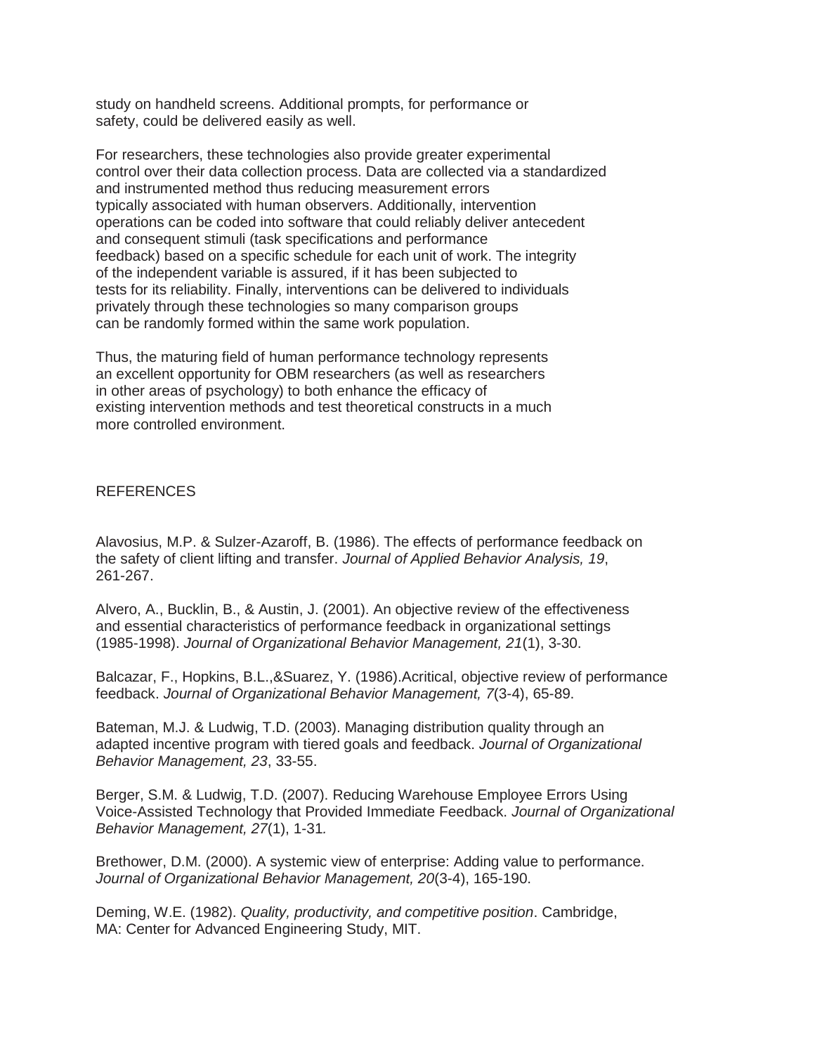study on handheld screens. Additional prompts, for performance or safety, could be delivered easily as well.

For researchers, these technologies also provide greater experimental control over their data collection process. Data are collected via a standardized and instrumented method thus reducing measurement errors typically associated with human observers. Additionally, intervention operations can be coded into software that could reliably deliver antecedent and consequent stimuli (task specifications and performance feedback) based on a specific schedule for each unit of work. The integrity of the independent variable is assured, if it has been subjected to tests for its reliability. Finally, interventions can be delivered to individuals privately through these technologies so many comparison groups can be randomly formed within the same work population.

Thus, the maturing field of human performance technology represents an excellent opportunity for OBM researchers (as well as researchers in other areas of psychology) to both enhance the efficacy of existing intervention methods and test theoretical constructs in a much more controlled environment.

## REFERENCES

Alavosius, M.P. & Sulzer-Azaroff, B. (1986). The effects of performance feedback on the safety of client lifting and transfer. *Journal of Applied Behavior Analysis, 19*, 261-267.

Alvero, A., Bucklin, B., & Austin, J. (2001). An objective review of the effectiveness and essential characteristics of performance feedback in organizational settings (1985-1998). *Journal of Organizational Behavior Management, 21*(1), 3-30.

Balcazar, F., Hopkins, B.L.,&Suarez, Y. (1986).Acritical, objective review of performance feedback. *Journal of Organizational Behavior Management, 7*(3-4), 65-89.

Bateman, M.J. & Ludwig, T.D. (2003). Managing distribution quality through an adapted incentive program with tiered goals and feedback. *Journal of Organizational Behavior Management, 23*, 33-55.

Berger, S.M. & Ludwig, T.D. (2007). Reducing Warehouse Employee Errors Using Voice-Assisted Technology that Provided Immediate Feedback. *Journal of Organizational Behavior Management, 27*(1), 1-31.

Brethower, D.M. (2000). A systemic view of enterprise: Adding value to performance. *Journal of Organizational Behavior Management, 20*(3-4), 165-190.

Deming, W.E. (1982). *Quality, productivity, and competitive position*. Cambridge, MA: Center for Advanced Engineering Study, MIT.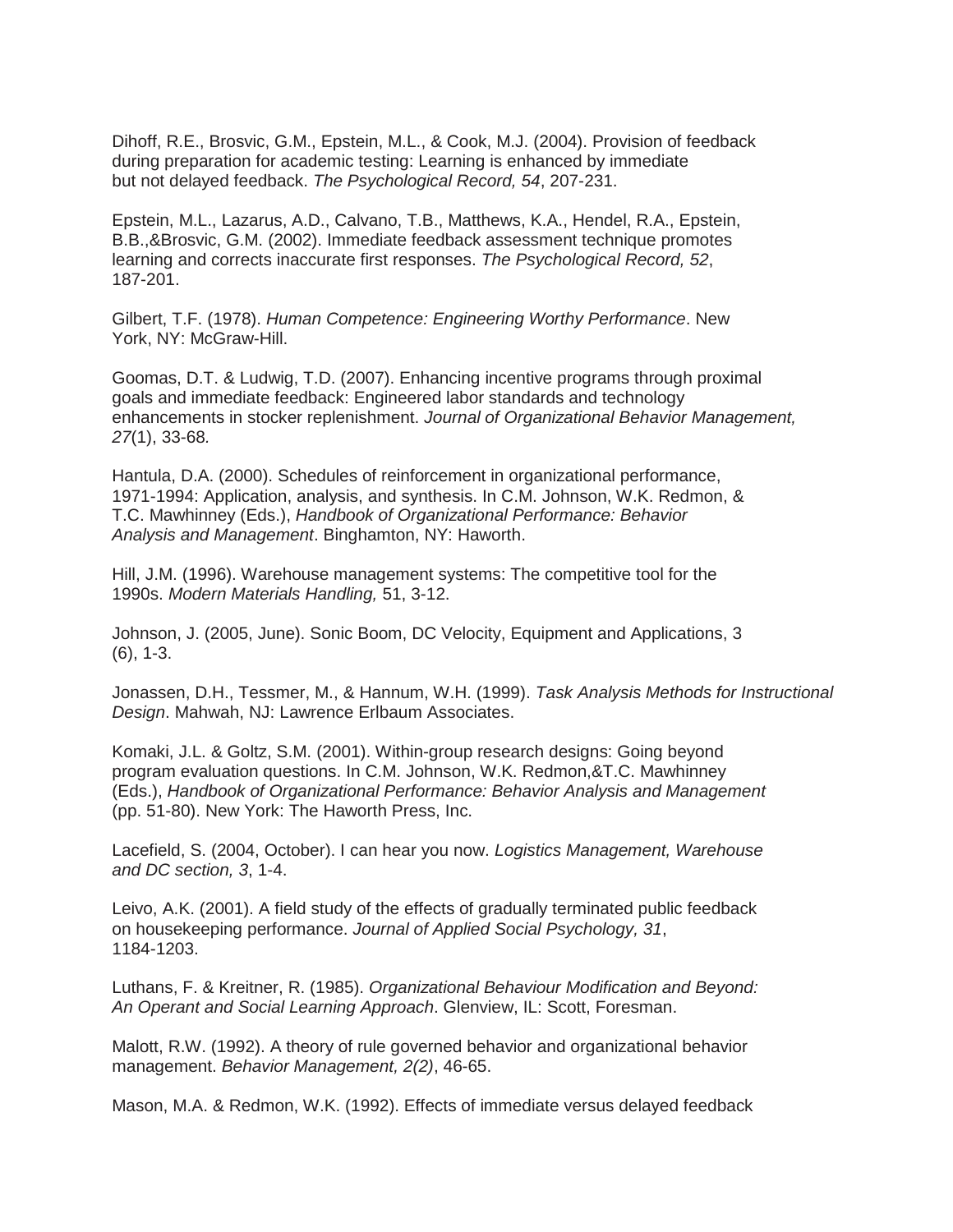Dihoff, R.E., Brosvic, G.M., Epstein, M.L., & Cook, M.J. (2004). Provision of feedback during preparation for academic testing: Learning is enhanced by immediate but not delayed feedback. *The Psychological Record, 54*, 207-231.

Epstein, M.L., Lazarus, A.D., Calvano, T.B., Matthews, K.A., Hendel, R.A., Epstein, B.B.,&Brosvic, G.M. (2002). Immediate feedback assessment technique promotes learning and corrects inaccurate first responses. *The Psychological Record, 52*, 187-201.

Gilbert, T.F. (1978). *Human Competence: Engineering Worthy Performance*. New York, NY: McGraw-Hill.

Goomas, D.T. & Ludwig, T.D. (2007). Enhancing incentive programs through proximal goals and immediate feedback: Engineered labor standards and technology enhancements in stocker replenishment. *Journal of Organizational Behavior Management, 27*(1), 33-68*.*

Hantula, D.A. (2000). Schedules of reinforcement in organizational performance, 1971-1994: Application, analysis, and synthesis. In C.M. Johnson, W.K. Redmon, & T.C. Mawhinney (Eds.), *Handbook of Organizational Performance: Behavior Analysis and Management*. Binghamton, NY: Haworth.

Hill, J.M. (1996). Warehouse management systems: The competitive tool for the 1990s. *Modern Materials Handling,* 51, 3-12.

Johnson, J. (2005, June). Sonic Boom, DC Velocity, Equipment and Applications, 3 (6), 1-3.

Jonassen, D.H., Tessmer, M., & Hannum, W.H. (1999). *Task Analysis Methods for Instructional Design*. Mahwah, NJ: Lawrence Erlbaum Associates.

Komaki, J.L. & Goltz, S.M. (2001). Within-group research designs: Going beyond program evaluation questions. In C.M. Johnson, W.K. Redmon,&T.C. Mawhinney (Eds.), *Handbook of Organizational Performance: Behavior Analysis and Management* (pp. 51-80). New York: The Haworth Press, Inc.

Lacefield, S. (2004, October). I can hear you now. *Logistics Management, Warehouse and DC section, 3*, 1-4.

Leivo, A.K. (2001). A field study of the effects of gradually terminated public feedback on housekeeping performance. *Journal of Applied Social Psychology, 31*, 1184-1203.

Luthans, F. & Kreitner, R. (1985). *Organizational Behaviour Modification and Beyond: An Operant and Social Learning Approach*. Glenview, IL: Scott, Foresman.

Malott, R.W. (1992). A theory of rule governed behavior and organizational behavior management. *Behavior Management, 2(2)*, 46-65.

Mason, M.A. & Redmon, W.K. (1992). Effects of immediate versus delayed feedback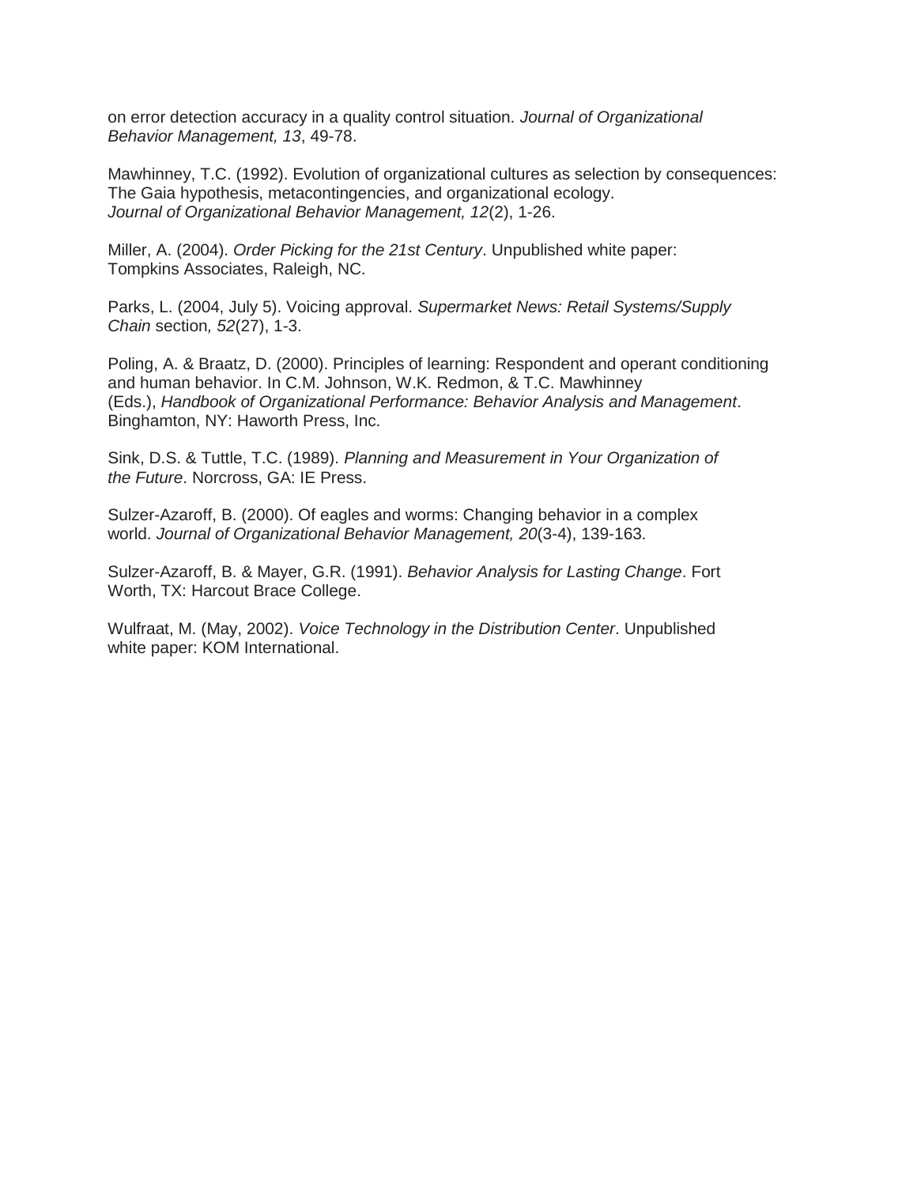on error detection accuracy in a quality control situation. *Journal of Organizational Behavior Management, 13*, 49-78.

Mawhinney, T.C. (1992). Evolution of organizational cultures as selection by consequences: The Gaia hypothesis, metacontingencies, and organizational ecology. *Journal of Organizational Behavior Management, 12*(2), 1-26.

Miller, A. (2004). *Order Picking for the 21st Century*. Unpublished white paper: Tompkins Associates, Raleigh, NC.

Parks, L. (2004, July 5). Voicing approval. *Supermarket News: Retail Systems/Supply Chain* section*, 52*(27), 1-3.

Poling, A. & Braatz, D. (2000). Principles of learning: Respondent and operant conditioning and human behavior. In C.M. Johnson, W.K. Redmon, & T.C. Mawhinney (Eds.), *Handbook of Organizational Performance: Behavior Analysis and Management*. Binghamton, NY: Haworth Press, Inc.

Sink, D.S. & Tuttle, T.C. (1989). *Planning and Measurement in Your Organization of the Future*. Norcross, GA: IE Press.

Sulzer-Azaroff, B. (2000). Of eagles and worms: Changing behavior in a complex world. *Journal of Organizational Behavior Management, 20*(3-4), 139-163.

Sulzer-Azaroff, B. & Mayer, G.R. (1991). *Behavior Analysis for Lasting Change*. Fort Worth, TX: Harcout Brace College.

Wulfraat, M. (May, 2002). *Voice Technology in the Distribution Center*. Unpublished white paper: KOM International.